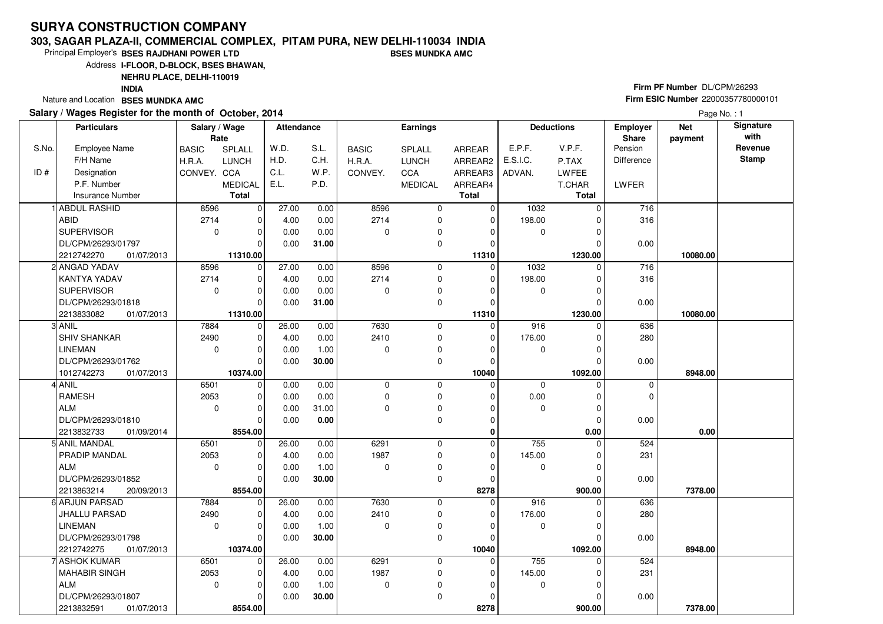# SURYA CONSTRUCTION COMPANY

## 303, SAGAR PLAZA-II, COMMERCIAL COMPLEX, PITAM PURA, NEW DELHI-110034 INDIA

Principal Employer's **BSES RAJDHANI POWER LTD** **BSES MUNDKA AMC**

Address **I-FLOOR, D-BLOCK, BSES BHAWAN, NEHRU PLACE, DELHI-110019 INDIA**

Nature and Location **BSES MUNDKA AMC**

**Firm PF Number** DL/CPM/26293

**Firm ESIC Number** 22000357780000101

**Salary / Wages Register for the month of October, 2014**

| S.No. / ID # | Particulars: Employee Name / F/H Name / Designation / P.F. Number / Insurance Number | Salary / Wage Rate: BASIC / H.R.A. / CONVEY. | SPLALL / LUNCH / CCA / MEDICAL / Total | Attendance: W.D. / H.D. / C.L. / E.L. | S.L. / C.H. / W.P. / P.D. | Earnings: BASIC / H.R.A. / CONVEY. | SPLALL / LUNCH / CCA / MEDICAL | ARREAR / ARREAR2 / ARREAR3 / ARREAR4 / Total | Deductions: E.P.F. / E.S.I.C. / ADVAN. | V.P.F. / P.TAX / LWFEE / T.CHAR / Total | Employer Share: Pension / Difference / LWFER | Net payment | Signature with Revenue Stamp |
|---|---|---|---|---|---|---|---|---|---|---|---|---|---|
| 1 | ABDUL RASHID | 8596 | 0 | 27.00 | 0.00 | 8596 | 0 | 0 | 1032 | 0 | 716 | | |
| | ABID | 2714 | 0 | 4.00 | 0.00 | 2714 | 0 | 0 | 198.00 | 0 | 316 | | |
| | SUPERVISOR | 0 | 0 | 0.00 | 0.00 | 0 | 0 | 0 | 0 | 0 | | | |
| | DL/CPM/26293/01797 | | 0 | 0.00 | **31.00** | | 0 | 0 | | 0 | 0.00 | | |
| | 2212742270 01/07/2013 | | **11310.00** | | | | | **11310** | | **1230.00** | | **10080.00** | |
| 2 | ANGAD YADAV | 8596 | 0 | 27.00 | 0.00 | 8596 | 0 | 0 | 1032 | 0 | 716 | | |
| | KANTYA YADAV | 2714 | 0 | 4.00 | 0.00 | 2714 | 0 | 0 | 198.00 | 0 | 316 | | |
| | SUPERVISOR | 0 | 0 | 0.00 | 0.00 | 0 | 0 | 0 | 0 | 0 | | | |
| | DL/CPM/26293/01818 | | 0 | 0.00 | **31.00** | | 0 | 0 | | 0 | 0.00 | | |
| | 2213833082 01/07/2013 | | **11310.00** | | | | | **11310** | | **1230.00** | | **10080.00** | |
| 3 | ANIL | 7884 | 0 | 26.00 | 0.00 | 7630 | 0 | 0 | 916 | 0 | 636 | | |
| | SHIV SHANKAR | 2490 | 0 | 4.00 | 0.00 | 2410 | 0 | 0 | 176.00 | 0 | 280 | | |
| | LINEMAN | 0 | 0 | 0.00 | 1.00 | 0 | 0 | 0 | 0 | 0 | | | |
| | DL/CPM/26293/01762 | | 0 | 0.00 | **30.00** | | 0 | 0 | | 0 | 0.00 | | |
| | 1012742273 01/07/2013 | | **10374.00** | | | | | **10040** | | **1092.00** | | **8948.00** | |
| 4 | ANIL | 6501 | 0 | 0.00 | 0.00 | 0 | 0 | 0 | 0 | 0 | 0 | | |
| | RAMESH | 2053 | 0 | 0.00 | 0.00 | 0 | 0 | 0 | 0.00 | 0 | 0 | | |
| | ALM | 0 | 0 | 0.00 | 31.00 | 0 | 0 | 0 | 0 | 0 | | | |
| | DL/CPM/26293/01810 | | 0 | 0.00 | **0.00** | | 0 | 0 | | 0 | 0.00 | | |
| | 2213832733 01/09/2014 | | **8554.00** | | | | | **0** | | **0.00** | | **0.00** | |
| 5 | ANIL MANDAL | 6501 | 0 | 26.00 | 0.00 | 6291 | 0 | 0 | 755 | 0 | 524 | | |
| | PRADIP MANDAL | 2053 | 0 | 4.00 | 0.00 | 1987 | 0 | 0 | 145.00 | 0 | 231 | | |
| | ALM | 0 | 0 | 0.00 | 1.00 | 0 | 0 | 0 | 0 | 0 | | | |
| | DL/CPM/26293/01852 | | 0 | 0.00 | **30.00** | | 0 | 0 | | 0 | 0.00 | | |
| | 2213863214 20/09/2013 | | **8554.00** | | | | | **8278** | | **900.00** | | **7378.00** | |
| 6 | ARJUN PARSAD | 7884 | 0 | 26.00 | 0.00 | 7630 | 0 | 0 | 916 | 0 | 636 | | |
| | JHALLU PARSAD | 2490 | 0 | 4.00 | 0.00 | 2410 | 0 | 0 | 176.00 | 0 | 280 | | |
| | LINEMAN | 0 | 0 | 0.00 | 1.00 | 0 | 0 | 0 | 0 | 0 | | | |
| | DL/CPM/26293/01798 | | 0 | 0.00 | **30.00** | | 0 | 0 | | 0 | 0.00 | | |
| | 2212742275 01/07/2013 | | **10374.00** | | | | | **10040** | | **1092.00** | | **8948.00** | |
| 7 | ASHOK KUMAR | 6501 | 0 | 26.00 | 0.00 | 6291 | 0 | 0 | 755 | 0 | 524 | | |
| | MAHABIR SINGH | 2053 | 0 | 4.00 | 0.00 | 1987 | 0 | 0 | 145.00 | 0 | 231 | | |
| | ALM | 0 | 0 | 0.00 | 1.00 | 0 | 0 | 0 | 0 | 0 | | | |
| | DL/CPM/26293/01807 | | 0 | 0.00 | **30.00** | | 0 | 0 | | 0 | 0.00 | | |
| | 2213832591 01/07/2013 | | **8554.00** | | | | | **8278** | | **900.00** | | **7378.00** | |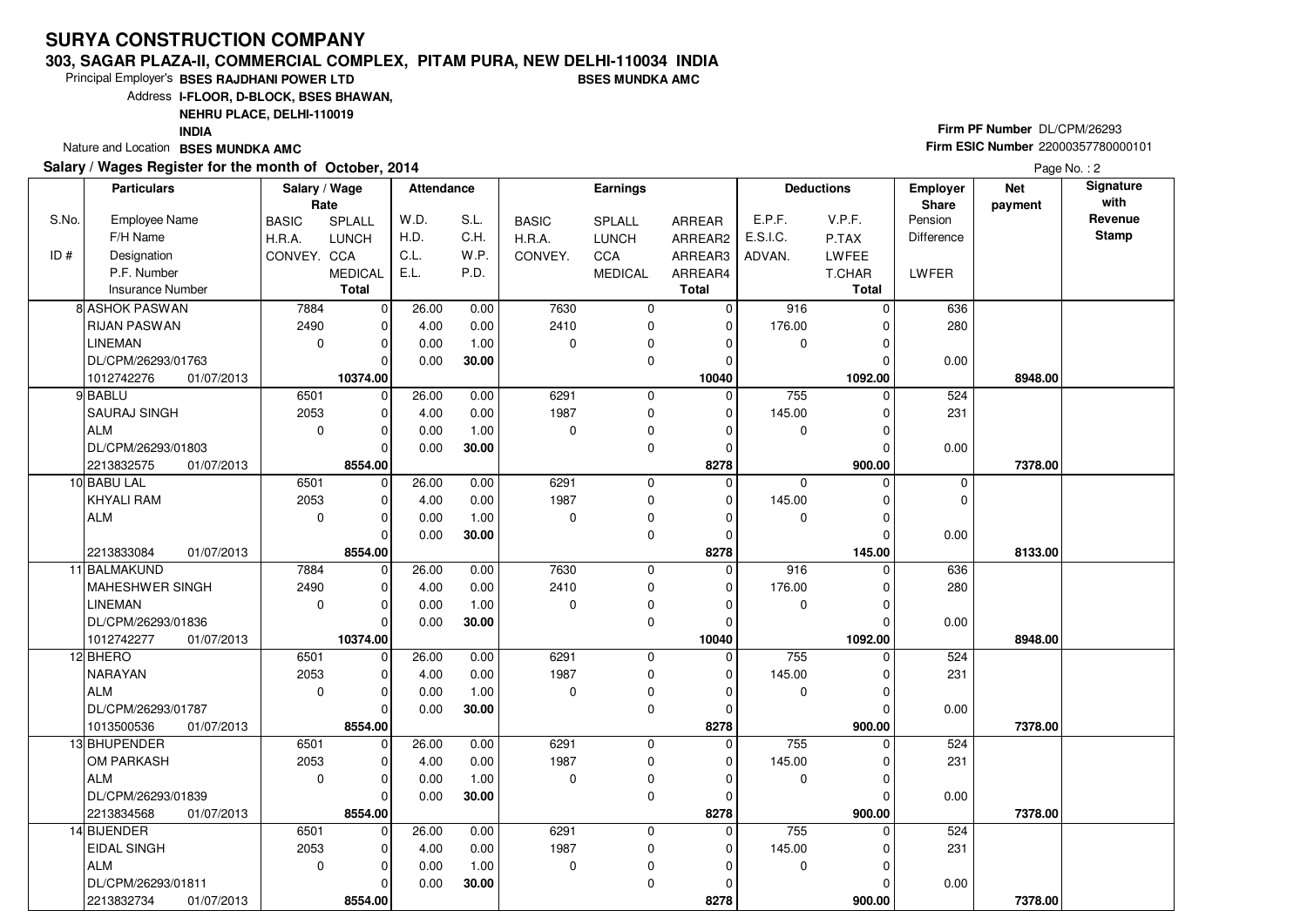# SURYA CONSTRUCTION COMPANY

**303, SAGAR PLAZA-II, COMMERCIAL COMPLEX, PITAM PURA, NEW DELHI-110034 INDIA**

Principal Employer's **BSES RAJDHANI POWER LTD** **BSES MUNDKA AMC**

Address **I-FLOOR, D-BLOCK, BSES BHAWAN, NEHRU PLACE, DELHI-110019 INDIA**

Nature and Location **BSES MUNDKA AMC**

**Firm PF Number** DL/CPM/26293

**Firm ESIC Number** 22000357780000101

**Salary / Wages Register for the month of October, 2014**

| S.No. / ID # | Particulars: Employee Name / F/H Name / Designation / P.F. Number / Insurance Number | Salary / Wage Rate: BASIC / H.R.A. / CONVEY. | SPLALL / LUNCH / CCA / MEDICAL / Total | Attendance: W.D. / H.D. / C.L. / E.L. | S.L. / C.H. / W.P. / P.D. | Earnings: BASIC / H.R.A. / CONVEY. | SPLALL / LUNCH / CCA / MEDICAL | ARREAR / ARREAR2 / ARREAR3 / ARREAR4 / Total | Deductions: E.P.F. / E.S.I.C. / ADVAN. | V.P.F. / P.TAX / LWFEE / T.CHAR / Total | Employer Share: Pension / Difference / LWFER | Net payment | Signature with Revenue Stamp |
|---|---|---|---|---|---|---|---|---|---|---|---|---|---|
| 8 | ASHOK PASWAN | 7884 | 0 | 26.00 | 0.00 | 7630 | 0 | 0 | 916 | 0 | 636 | | |
| | RIJAN PASWAN | 2490 | 0 | 4.00 | 0.00 | 2410 | 0 | 0 | 176.00 | 0 | 280 | | |
| | LINEMAN | 0 | 0 | 0.00 | 1.00 | 0 | 0 | 0 | 0 | 0 | | | |
| | DL/CPM/26293/01763 | | 0 | 0.00 | **30.00** | | 0 | 0 | | 0 | 0.00 | | |
| | 1012742276 01/07/2013 | | **10374.00** | | | | | **10040** | | **1092.00** | | **8948.00** | |
| 9 | BABLU | 6501 | 0 | 26.00 | 0.00 | 6291 | 0 | 0 | 755 | 0 | 524 | | |
| | SAURAJ SINGH | 2053 | 0 | 4.00 | 0.00 | 1987 | 0 | 0 | 145.00 | 0 | 231 | | |
| | ALM | 0 | 0 | 0.00 | 1.00 | 0 | 0 | 0 | 0 | 0 | | | |
| | DL/CPM/26293/01803 | | 0 | 0.00 | **30.00** | | 0 | 0 | | 0 | 0.00 | | |
| | 2213832575 01/07/2013 | | **8554.00** | | | | | **8278** | | **900.00** | | **7378.00** | |
| 10 | BABU LAL | 6501 | 0 | 26.00 | 0.00 | 6291 | 0 | 0 | 0 | 0 | 0 | | |
| | KHYALI RAM | 2053 | 0 | 4.00 | 0.00 | 1987 | 0 | 0 | 145.00 | 0 | 0 | | |
| | ALM | 0 | 0 | 0.00 | 1.00 | 0 | 0 | 0 | 0 | 0 | | | |
| | | | 0 | 0.00 | **30.00** | | 0 | 0 | | 0 | 0.00 | | |
| | 2213833084 01/07/2013 | | **8554.00** | | | | | **8278** | | **145.00** | | **8133.00** | |
| 11 | BALMAKUND | 7884 | 0 | 26.00 | 0.00 | 7630 | 0 | 0 | 916 | 0 | 636 | | |
| | MAHESHWER SINGH | 2490 | 0 | 4.00 | 0.00 | 2410 | 0 | 0 | 176.00 | 0 | 280 | | |
| | LINEMAN | 0 | 0 | 0.00 | 1.00 | 0 | 0 | 0 | 0 | 0 | | | |
| | DL/CPM/26293/01836 | | 0 | 0.00 | **30.00** | | 0 | 0 | | 0 | 0.00 | | |
| | 1012742277 01/07/2013 | | **10374.00** | | | | | **10040** | | **1092.00** | | **8948.00** | |
| 12 | BHERO | 6501 | 0 | 26.00 | 0.00 | 6291 | 0 | 0 | 755 | 0 | 524 | | |
| | NARAYAN | 2053 | 0 | 4.00 | 0.00 | 1987 | 0 | 0 | 145.00 | 0 | 231 | | |
| | ALM | 0 | 0 | 0.00 | 1.00 | 0 | 0 | 0 | 0 | 0 | | | |
| | DL/CPM/26293/01787 | | 0 | 0.00 | **30.00** | | 0 | 0 | | 0 | 0.00 | | |
| | 1013500536 01/07/2013 | | **8554.00** | | | | | **8278** | | **900.00** | | **7378.00** | |
| 13 | BHUPENDER | 6501 | 0 | 26.00 | 0.00 | 6291 | 0 | 0 | 755 | 0 | 524 | | |
| | OM PARKASH | 2053 | 0 | 4.00 | 0.00 | 1987 | 0 | 0 | 145.00 | 0 | 231 | | |
| | ALM | 0 | 0 | 0.00 | 1.00 | 0 | 0 | 0 | 0 | 0 | | | |
| | DL/CPM/26293/01839 | | 0 | 0.00 | **30.00** | | 0 | 0 | | 0 | 0.00 | | |
| | 2213834568 01/07/2013 | | **8554.00** | | | | | **8278** | | **900.00** | | **7378.00** | |
| 14 | BIJENDER | 6501 | 0 | 26.00 | 0.00 | 6291 | 0 | 0 | 755 | 0 | 524 | | |
| | EIDAL SINGH | 2053 | 0 | 4.00 | 0.00 | 1987 | 0 | 0 | 145.00 | 0 | 231 | | |
| | ALM | 0 | 0 | 0.00 | 1.00 | 0 | 0 | 0 | 0 | 0 | | | |
| | DL/CPM/26293/01811 | | 0 | 0.00 | **30.00** | | 0 | 0 | | 0 | 0.00 | | |
| | 2213832734 01/07/2013 | | **8554.00** | | | | | **8278** | | **900.00** | | **7378.00** | |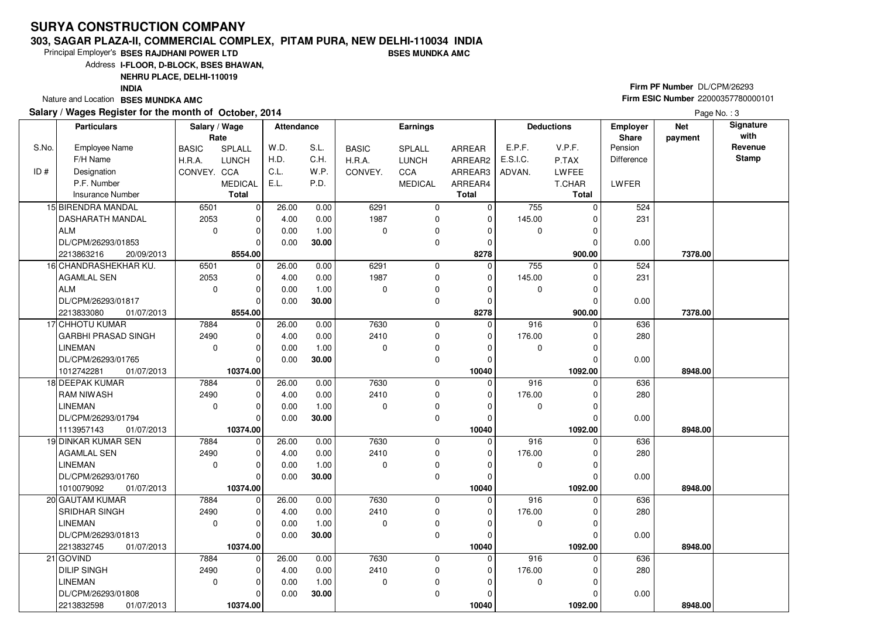# SURYA CONSTRUCTION COMPANY

## 303, SAGAR PLAZA-II, COMMERCIAL COMPLEX, PITAM PURA, NEW DELHI-110034 INDIA

Principal Employer's **BSES RAJDHANI POWER LTD** **BSES MUNDKA AMC**

Address **I-FLOOR, D-BLOCK, BSES BHAWAN, NEHRU PLACE, DELHI-110019 INDIA**

Nature and Location **BSES MUNDKA AMC**

**Firm PF Number** DL/CPM/26293

**Firm ESIC Number** 22000357780000101

**Salary / Wages Register for the month of October, 2014**

| S.No. / ID # | Employee Name / F/H Name / Designation / P.F. Number / Insurance Number | BASIC / H.R.A. / CONVEY. | SPLALL / LUNCH / CCA / MEDICAL / Total | W.D. / H.D. / C.L. / E.L. | S.L. / C.H. / W.P. / P.D. | BASIC / H.R.A. / CONVEY. | SPLALL / LUNCH / CCA / MEDICAL | ARREAR / ARREAR2 / ARREAR3 / ARREAR4 / Total | E.P.F. / E.S.I.C. / ADVAN. | V.P.F. / P.TAX / LWFEE / T.CHAR / Total | Employer Share Pension / Difference / LWFER | Net payment | Signature with Revenue Stamp |
|---|---|---|---|---|---|---|---|---|---|---|---|---|---|
| 15 | BIRENDRA MANDAL | 6501 | 0 | 26.00 | 0.00 | 6291 | 0 | 0 | 755 | 0 | 524 | | |
| | DASHARATH MANDAL | 2053 | 0 | 4.00 | 0.00 | 1987 | 0 | 0 | 145.00 | 0 | 231 | | |
| | ALM | 0 | 0 | 0.00 | 1.00 | 0 | 0 | 0 | 0 | 0 | | | |
| | DL/CPM/26293/01853 | | 0 | 0.00 | **30.00** | | 0 | 0 | | 0 | 0.00 | | |
| | 2213863216 20/09/2013 | | **8554.00** | | | | | **8278** | | **900.00** | | **7378.00** | |
| 16 | CHANDRASHEKHAR KU. | 6501 | 0 | 26.00 | 0.00 | 6291 | 0 | 0 | 755 | 0 | 524 | | |
| | AGAMLAL SEN | 2053 | 0 | 4.00 | 0.00 | 1987 | 0 | 0 | 145.00 | 0 | 231 | | |
| | ALM | 0 | 0 | 0.00 | 1.00 | 0 | 0 | 0 | 0 | 0 | | | |
| | DL/CPM/26293/01817 | | 0 | 0.00 | **30.00** | | 0 | 0 | | 0 | 0.00 | | |
| | 2213833080 01/07/2013 | | **8554.00** | | | | | **8278** | | **900.00** | | **7378.00** | |
| 17 | CHHOTU KUMAR | 7884 | 0 | 26.00 | 0.00 | 7630 | 0 | 0 | 916 | 0 | 636 | | |
| | GARBHI PRASAD SINGH | 2490 | 0 | 4.00 | 0.00 | 2410 | 0 | 0 | 176.00 | 0 | 280 | | |
| | LINEMAN | 0 | 0 | 0.00 | 1.00 | 0 | 0 | 0 | 0 | 0 | | | |
| | DL/CPM/26293/01765 | | 0 | 0.00 | **30.00** | | 0 | 0 | | 0 | 0.00 | | |
| | 1012742281 01/07/2013 | | **10374.00** | | | | | **10040** | | **1092.00** | | **8948.00** | |
| 18 | DEEPAK KUMAR | 7884 | 0 | 26.00 | 0.00 | 7630 | 0 | 0 | 916 | 0 | 636 | | |
| | RAM NIWASH | 2490 | 0 | 4.00 | 0.00 | 2410 | 0 | 0 | 176.00 | 0 | 280 | | |
| | LINEMAN | 0 | 0 | 0.00 | 1.00 | 0 | 0 | 0 | 0 | 0 | | | |
| | DL/CPM/26293/01794 | | 0 | 0.00 | **30.00** | | 0 | 0 | | 0 | 0.00 | | |
| | 1113957143 01/07/2013 | | **10374.00** | | | | | **10040** | | **1092.00** | | **8948.00** | |
| 19 | DINKAR KUMAR SEN | 7884 | 0 | 26.00 | 0.00 | 7630 | 0 | 0 | 916 | 0 | 636 | | |
| | AGAMLAL SEN | 2490 | 0 | 4.00 | 0.00 | 2410 | 0 | 0 | 176.00 | 0 | 280 | | |
| | LINEMAN | 0 | 0 | 0.00 | 1.00 | 0 | 0 | 0 | 0 | 0 | | | |
| | DL/CPM/26293/01760 | | 0 | 0.00 | **30.00** | | 0 | 0 | | 0 | 0.00 | | |
| | 1010079092 01/07/2013 | | **10374.00** | | | | | **10040** | | **1092.00** | | **8948.00** | |
| 20 | GAUTAM KUMAR | 7884 | 0 | 26.00 | 0.00 | 7630 | 0 | 0 | 916 | 0 | 636 | | |
| | SRIDHAR SINGH | 2490 | 0 | 4.00 | 0.00 | 2410 | 0 | 0 | 176.00 | 0 | 280 | | |
| | LINEMAN | 0 | 0 | 0.00 | 1.00 | 0 | 0 | 0 | 0 | 0 | | | |
| | DL/CPM/26293/01813 | | 0 | 0.00 | **30.00** | | 0 | 0 | | 0 | 0.00 | | |
| | 2213832745 01/07/2013 | | **10374.00** | | | | | **10040** | | **1092.00** | | **8948.00** | |
| 21 | GOVIND | 7884 | 0 | 26.00 | 0.00 | 7630 | 0 | 0 | 916 | 0 | 636 | | |
| | DILIP SINGH | 2490 | 0 | 4.00 | 0.00 | 2410 | 0 | 0 | 176.00 | 0 | 280 | | |
| | LINEMAN | 0 | 0 | 0.00 | 1.00 | 0 | 0 | 0 | 0 | 0 | | | |
| | DL/CPM/26293/01808 | | 0 | 0.00 | **30.00** | | 0 | 0 | | 0 | 0.00 | | |
| | 2213832598 01/07/2013 | | **10374.00** | | | | | **10040** | | **1092.00** | | **8948.00** | |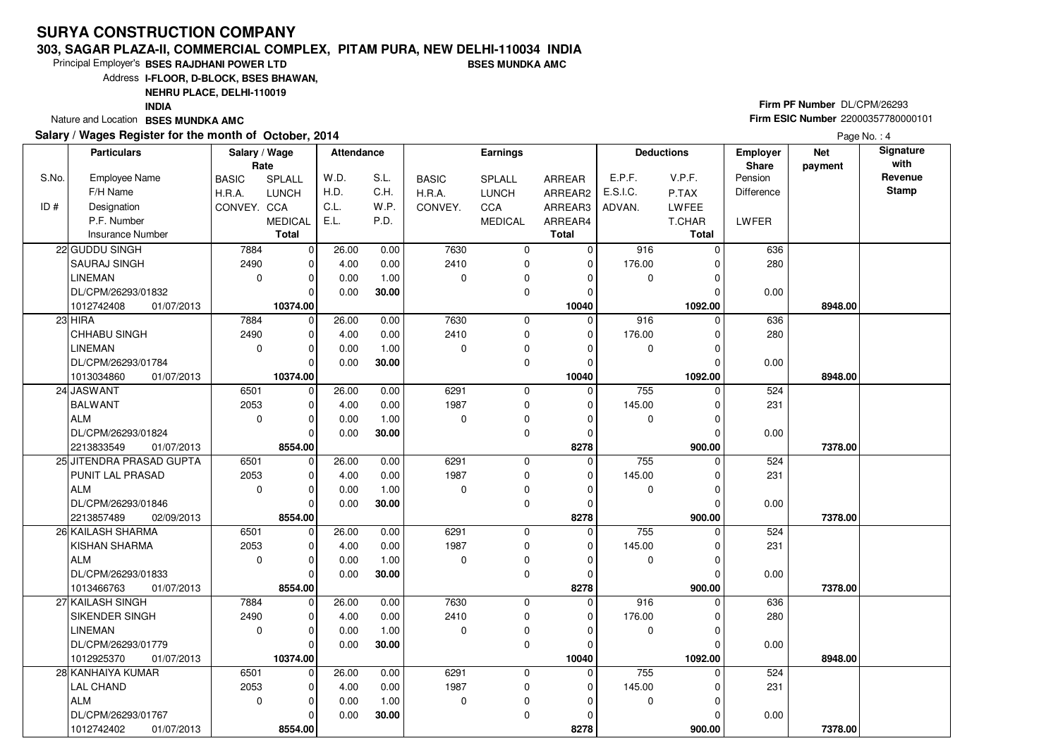# SURYA CONSTRUCTION COMPANY

**303, SAGAR PLAZA-II, COMMERCIAL COMPLEX, PITAM PURA, NEW DELHI-110034 INDIA**

Principal Employer's **BSES RAJDHANI POWER LTD** **BSES MUNDKA AMC**

Address **I-FLOOR, D-BLOCK, BSES BHAWAN, NEHRU PLACE, DELHI-110019 INDIA**

Nature and Location **BSES MUNDKA AMC**

**Firm PF Number** DL/CPM/26293

**Firm ESIC Number** 22000357780000101

**Salary / Wages Register for the month of October, 2014**

| S.No. / ID # | Employee Name / F/H Name / Designation / P.F. Number / Insurance Number | BASIC / H.R.A. / CONVEY. | SPLALL / LUNCH / CCA / MEDICAL / Total | W.D. / H.D. / C.L. / E.L. | S.L. / C.H. / W.P. / P.D. | BASIC / H.R.A. / CONVEY. | SPLALL / LUNCH / CCA / MEDICAL | ARREAR / ARREAR2 / ARREAR3 / ARREAR4 / Total | E.P.F. / E.S.I.C. / ADVAN. | V.P.F. / P.TAX / LWFEE / T.CHAR / Total | Employer Share Pension / Difference / LWFER | Net payment | Signature with Revenue Stamp |
|---|---|---|---|---|---|---|---|---|---|---|---|---|---|
| 22 | GUDDU SINGH | 7884 | 0 | 26.00 | 0.00 | 7630 | 0 | 0 | 916 | 0 | 636 | | |
| | SAURAJ SINGH | 2490 | 0 | 4.00 | 0.00 | 2410 | 0 | 0 | 176.00 | 0 | 280 | | |
| | LINEMAN | 0 | 0 | 0.00 | 1.00 | 0 | 0 | 0 | 0 | 0 | | | |
| | DL/CPM/26293/01832 | | 0 | 0.00 | **30.00** | | 0 | 0 | | 0 | 0.00 | | |
| | 1012742408 01/07/2013 | | **10374.00** | | | | | **10040** | | **1092.00** | | **8948.00** | |
| 23 | HIRA | 7884 | 0 | 26.00 | 0.00 | 7630 | 0 | 0 | 916 | 0 | 636 | | |
| | CHHABU SINGH | 2490 | 0 | 4.00 | 0.00 | 2410 | 0 | 0 | 176.00 | 0 | 280 | | |
| | LINEMAN | 0 | 0 | 0.00 | 1.00 | 0 | 0 | 0 | 0 | 0 | | | |
| | DL/CPM/26293/01784 | | 0 | 0.00 | **30.00** | | 0 | 0 | | 0 | 0.00 | | |
| | 1013034860 01/07/2013 | | **10374.00** | | | | | **10040** | | **1092.00** | | **8948.00** | |
| 24 | JASWANT | 6501 | 0 | 26.00 | 0.00 | 6291 | 0 | 0 | 755 | 0 | 524 | | |
| | BALWANT | 2053 | 0 | 4.00 | 0.00 | 1987 | 0 | 0 | 145.00 | 0 | 231 | | |
| | ALM | 0 | 0 | 0.00 | 1.00 | 0 | 0 | 0 | 0 | 0 | | | |
| | DL/CPM/26293/01824 | | 0 | 0.00 | **30.00** | | 0 | 0 | | 0 | 0.00 | | |
| | 2213833549 01/07/2013 | | **8554.00** | | | | | **8278** | | **900.00** | | **7378.00** | |
| 25 | JITENDRA PRASAD GUPTA | 6501 | 0 | 26.00 | 0.00 | 6291 | 0 | 0 | 755 | 0 | 524 | | |
| | PUNIT LAL PRASAD | 2053 | 0 | 4.00 | 0.00 | 1987 | 0 | 0 | 145.00 | 0 | 231 | | |
| | ALM | 0 | 0 | 0.00 | 1.00 | 0 | 0 | 0 | 0 | 0 | | | |
| | DL/CPM/26293/01846 | | 0 | 0.00 | **30.00** | | 0 | 0 | | 0 | 0.00 | | |
| | 2213857489 02/09/2013 | | **8554.00** | | | | | **8278** | | **900.00** | | **7378.00** | |
| 26 | KAILASH SHARMA | 6501 | 0 | 26.00 | 0.00 | 6291 | 0 | 0 | 755 | 0 | 524 | | |
| | KISHAN SHARMA | 2053 | 0 | 4.00 | 0.00 | 1987 | 0 | 0 | 145.00 | 0 | 231 | | |
| | ALM | 0 | 0 | 0.00 | 1.00 | 0 | 0 | 0 | 0 | 0 | | | |
| | DL/CPM/26293/01833 | | 0 | 0.00 | **30.00** | | 0 | 0 | | 0 | 0.00 | | |
| | 1013466763 01/07/2013 | | **8554.00** | | | | | **8278** | | **900.00** | | **7378.00** | |
| 27 | KAILASH SINGH | 7884 | 0 | 26.00 | 0.00 | 7630 | 0 | 0 | 916 | 0 | 636 | | |
| | SIKENDER SINGH | 2490 | 0 | 4.00 | 0.00 | 2410 | 0 | 0 | 176.00 | 0 | 280 | | |
| | LINEMAN | 0 | 0 | 0.00 | 1.00 | 0 | 0 | 0 | 0 | 0 | | | |
| | DL/CPM/26293/01779 | | 0 | 0.00 | **30.00** | | 0 | 0 | | 0 | 0.00 | | |
| | 1012925370 01/07/2013 | | **10374.00** | | | | | **10040** | | **1092.00** | | **8948.00** | |
| 28 | KANHAIYA KUMAR | 6501 | 0 | 26.00 | 0.00 | 6291 | 0 | 0 | 755 | 0 | 524 | | |
| | LAL CHAND | 2053 | 0 | 4.00 | 0.00 | 1987 | 0 | 0 | 145.00 | 0 | 231 | | |
| | ALM | 0 | 0 | 0.00 | 1.00 | 0 | 0 | 0 | 0 | 0 | | | |
| | DL/CPM/26293/01767 | | 0 | 0.00 | **30.00** | | 0 | 0 | | 0 | 0.00 | | |
| | 1012742402 01/07/2013 | | **8554.00** | | | | | **8278** | | **900.00** | | **7378.00** | |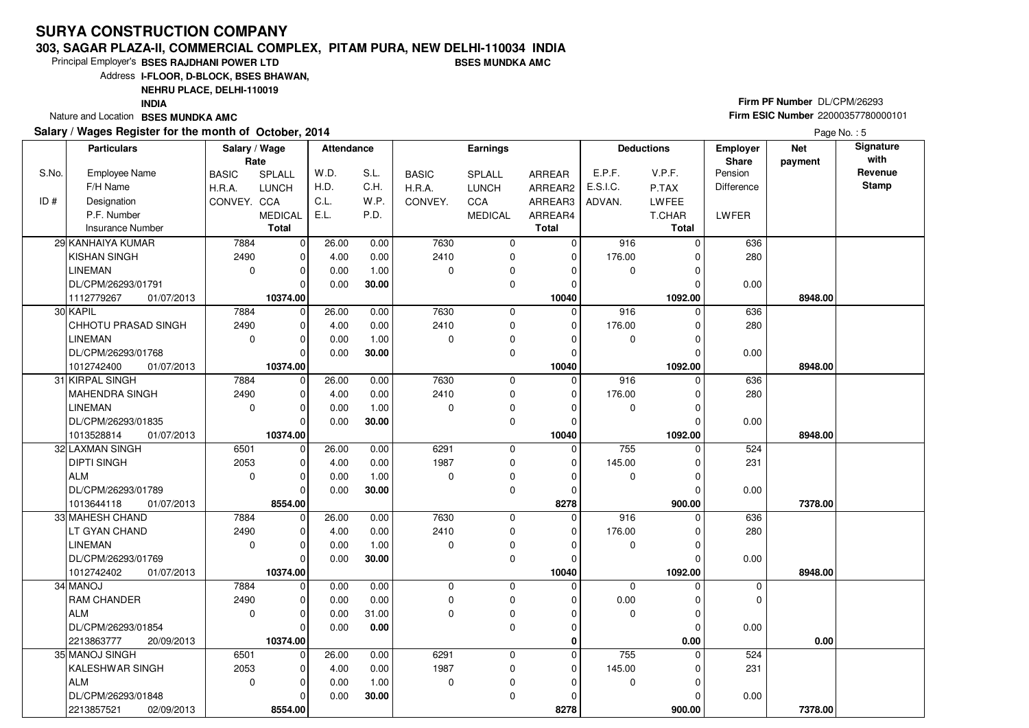# SURYA CONSTRUCTION COMPANY

## 303, SAGAR PLAZA-II, COMMERCIAL COMPLEX, PITAM PURA, NEW DELHI-110034 INDIA

Principal Employer's **BSES RAJDHANI POWER LTD** **BSES MUNDKA AMC**

Address **I-FLOOR, D-BLOCK, BSES BHAWAN, NEHRU PLACE, DELHI-110019 INDIA**

Nature and Location **BSES MUNDKA AMC**

**Firm PF Number** DL/CPM/26293

**Firm ESIC Number** 22000357780000101

**Salary / Wages Register for the month of October, 2014**

| S.No. / ID # | Particulars: Employee Name / F/H Name / Designation / P.F. Number / Insurance Number | Salary / Wage Rate: BASIC / H.R.A. / CONVEY. | SPLALL / LUNCH / CCA / MEDICAL / Total | Attendance: W.D. / H.D. / C.L. / E.L. | S.L. / C.H. / W.P. / P.D. | Earnings: BASIC / H.R.A. / CONVEY. | SPLALL / LUNCH / CCA / MEDICAL | ARREAR / ARREAR2 / ARREAR3 / ARREAR4 / Total | Deductions: E.P.F. / E.S.I.C. / ADVAN. | V.P.F. / P.TAX / LWFEE / T.CHAR / Total | Employer Share: Pension / Difference / LWFER | Net payment | Signature with Revenue Stamp |
|---|---|---|---|---|---|---|---|---|---|---|---|---|---|
| 29 | KANHAIYA KUMAR | 7884 | 0 | 26.00 | 0.00 | 7630 | 0 | 0 | 916 | 0 | 636 | | |
| | KISHAN SINGH | 2490 | 0 | 4.00 | 0.00 | 2410 | 0 | 0 | 176.00 | 0 | 280 | | |
| | LINEMAN | 0 | 0 | 0.00 | 1.00 | 0 | 0 | 0 | 0 | 0 | | | |
| | DL/CPM/26293/01791 | | 0 | 0.00 | **30.00** | | 0 | 0 | | 0 | 0.00 | | |
| | 1112779267 01/07/2013 | | **10374.00** | | | | | **10040** | | **1092.00** | | **8948.00** | |
| 30 | KAPIL | 7884 | 0 | 26.00 | 0.00 | 7630 | 0 | 0 | 916 | 0 | 636 | | |
| | CHHOTU PRASAD SINGH | 2490 | 0 | 4.00 | 0.00 | 2410 | 0 | 0 | 176.00 | 0 | 280 | | |
| | LINEMAN | 0 | 0 | 0.00 | 1.00 | 0 | 0 | 0 | 0 | 0 | | | |
| | DL/CPM/26293/01768 | | 0 | 0.00 | **30.00** | | 0 | 0 | | 0 | 0.00 | | |
| | 1012742400 01/07/2013 | | **10374.00** | | | | | **10040** | | **1092.00** | | **8948.00** | |
| 31 | KIRPAL SINGH | 7884 | 0 | 26.00 | 0.00 | 7630 | 0 | 0 | 916 | 0 | 636 | | |
| | MAHENDRA SINGH | 2490 | 0 | 4.00 | 0.00 | 2410 | 0 | 0 | 176.00 | 0 | 280 | | |
| | LINEMAN | 0 | 0 | 0.00 | 1.00 | 0 | 0 | 0 | 0 | 0 | | | |
| | DL/CPM/26293/01835 | | 0 | 0.00 | **30.00** | | 0 | 0 | | 0 | 0.00 | | |
| | 1013528814 01/07/2013 | | **10374.00** | | | | | **10040** | | **1092.00** | | **8948.00** | |
| 32 | LAXMAN SINGH | 6501 | 0 | 26.00 | 0.00 | 6291 | 0 | 0 | 755 | 0 | 524 | | |
| | DIPTI SINGH | 2053 | 0 | 4.00 | 0.00 | 1987 | 0 | 0 | 145.00 | 0 | 231 | | |
| | ALM | 0 | 0 | 0.00 | 1.00 | 0 | 0 | 0 | 0 | 0 | | | |
| | DL/CPM/26293/01789 | | 0 | 0.00 | **30.00** | | 0 | 0 | | 0 | 0.00 | | |
| | 1013644118 01/07/2013 | | **8554.00** | | | | | **8278** | | **900.00** | | **7378.00** | |
| 33 | MAHESH CHAND | 7884 | 0 | 26.00 | 0.00 | 7630 | 0 | 0 | 916 | 0 | 636 | | |
| | LT GYAN CHAND | 2490 | 0 | 4.00 | 0.00 | 2410 | 0 | 0 | 176.00 | 0 | 280 | | |
| | LINEMAN | 0 | 0 | 0.00 | 1.00 | 0 | 0 | 0 | 0 | 0 | | | |
| | DL/CPM/26293/01769 | | 0 | 0.00 | **30.00** | | 0 | 0 | | 0 | 0.00 | | |
| | 1012742402 01/07/2013 | | **10374.00** | | | | | **10040** | | **1092.00** | | **8948.00** | |
| 34 | MANOJ | 7884 | 0 | 0.00 | 0.00 | 0 | 0 | 0 | 0 | 0 | 0 | | |
| | RAM CHANDER | 2490 | 0 | 0.00 | 0.00 | 0 | 0 | 0 | 0.00 | 0 | 0 | | |
| | ALM | 0 | 0 | 0.00 | 31.00 | 0 | 0 | 0 | 0 | 0 | | | |
| | DL/CPM/26293/01854 | | 0 | 0.00 | **0.00** | | 0 | 0 | | 0 | 0.00 | | |
| | 2213863777 20/09/2013 | | **10374.00** | | | | | **0** | | **0.00** | | **0.00** | |
| 35 | MANOJ SINGH | 6501 | 0 | 26.00 | 0.00 | 6291 | 0 | 0 | 755 | 0 | 524 | | |
| | KALESHWAR SINGH | 2053 | 0 | 4.00 | 0.00 | 1987 | 0 | 0 | 145.00 | 0 | 231 | | |
| | ALM | 0 | 0 | 0.00 | 1.00 | 0 | 0 | 0 | 0 | 0 | | | |
| | DL/CPM/26293/01848 | | 0 | 0.00 | **30.00** | | 0 | 0 | | 0 | 0.00 | | |
| | 2213857521 02/09/2013 | | **8554.00** | | | | | **8278** | | **900.00** | | **7378.00** | |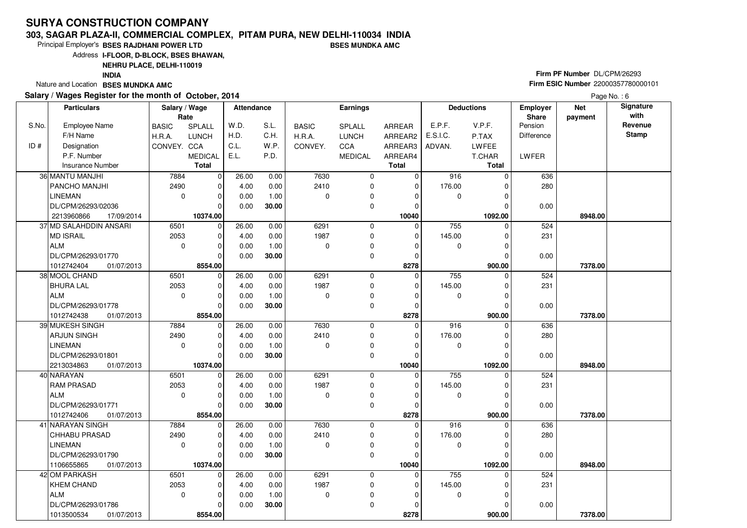# SURYA CONSTRUCTION COMPANY

**303, SAGAR PLAZA-II, COMMERCIAL COMPLEX, PITAM PURA, NEW DELHI-110034 INDIA**

Principal Employer's **BSES RAJDHANI POWER LTD** **BSES MUNDKA AMC**

Address **I-FLOOR, D-BLOCK, BSES BHAWAN, NEHRU PLACE, DELHI-110019 INDIA**

Nature and Location **BSES MUNDKA AMC**

**Firm PF Number** DL/CPM/26293

**Firm ESIC Number** 22000357780000101

**Salary / Wages Register for the month of October, 2014**

Page No. : 6

| S.No. / ID # | Particulars: Employee Name / F/H Name / Designation / P.F. Number / Insurance Number | Salary / Wage Rate: BASIC / H.R.A. / CONVEY. | SPLALL / LUNCH / CCA / MEDICAL / Total | Attendance: W.D. / H.D. / C.L. / E.L. | S.L. / C.H. / W.P. / P.D. | Earnings: BASIC / H.R.A. / CONVEY. | SPLALL / LUNCH / CCA / MEDICAL | ARREAR / ARREAR2 / ARREAR3 / ARREAR4 / Total | Deductions: E.P.F. / E.S.I.C. / ADVAN. | V.P.F. / P.TAX / LWFEE / T.CHAR / Total | Employer Share: Pension / Difference / LWFER | Net payment | Signature with Revenue Stamp |
|---|---|---|---|---|---|---|---|---|---|---|---|---|---|
| 36 | MANTU MANJHI | 7884 | 0 | 26.00 | 0.00 | 7630 | 0 | 0 | 916 | 0 | 636 | | |
| | PANCHO MANJHI | 2490 | 0 | 4.00 | 0.00 | 2410 | 0 | 0 | 176.00 | 0 | 280 | | |
| | LINEMAN | 0 | 0 | 0.00 | 1.00 | 0 | 0 | 0 | 0 | 0 | | | |
| | DL/CPM/26293/02036 | | 0 | 0.00 | **30.00** | | 0 | 0 | | 0 | 0.00 | | |
| | 2213960866 17/09/2014 | | **10374.00** | | | | | **10040** | | **1092.00** | | **8948.00** | |
| 37 | MD SALAHDDIN ANSARI | 6501 | 0 | 26.00 | 0.00 | 6291 | 0 | 0 | 755 | 0 | 524 | | |
| | MD ISRAIL | 2053 | 0 | 4.00 | 0.00 | 1987 | 0 | 0 | 145.00 | 0 | 231 | | |
| | ALM | 0 | 0 | 0.00 | 1.00 | 0 | 0 | 0 | 0 | 0 | | | |
| | DL/CPM/26293/01770 | | 0 | 0.00 | **30.00** | | 0 | 0 | | 0 | 0.00 | | |
| | 1012742404 01/07/2013 | | **8554.00** | | | | | **8278** | | **900.00** | | **7378.00** | |
| 38 | MOOL CHAND | 6501 | 0 | 26.00 | 0.00 | 6291 | 0 | 0 | 755 | 0 | 524 | | |
| | BHURA LAL | 2053 | 0 | 4.00 | 0.00 | 1987 | 0 | 0 | 145.00 | 0 | 231 | | |
| | ALM | 0 | 0 | 0.00 | 1.00 | 0 | 0 | 0 | 0 | 0 | | | |
| | DL/CPM/26293/01778 | | 0 | 0.00 | **30.00** | | 0 | 0 | | 0 | 0.00 | | |
| | 1012742438 01/07/2013 | | **8554.00** | | | | | **8278** | | **900.00** | | **7378.00** | |
| 39 | MUKESH SINGH | 7884 | 0 | 26.00 | 0.00 | 7630 | 0 | 0 | 916 | 0 | 636 | | |
| | ARJUN SINGH | 2490 | 0 | 4.00 | 0.00 | 2410 | 0 | 0 | 176.00 | 0 | 280 | | |
| | LINEMAN | 0 | 0 | 0.00 | 1.00 | 0 | 0 | 0 | 0 | 0 | | | |
| | DL/CPM/26293/01801 | | 0 | 0.00 | **30.00** | | 0 | 0 | | 0 | 0.00 | | |
| | 2213034863 01/07/2013 | | **10374.00** | | | | | **10040** | | **1092.00** | | **8948.00** | |
| 40 | NARAYAN | 6501 | 0 | 26.00 | 0.00 | 6291 | 0 | 0 | 755 | 0 | 524 | | |
| | RAM PRASAD | 2053 | 0 | 4.00 | 0.00 | 1987 | 0 | 0 | 145.00 | 0 | 231 | | |
| | ALM | 0 | 0 | 0.00 | 1.00 | 0 | 0 | 0 | 0 | 0 | | | |
| | DL/CPM/26293/01771 | | 0 | 0.00 | **30.00** | | 0 | 0 | | 0 | 0.00 | | |
| | 1012742406 01/07/2013 | | **8554.00** | | | | | **8278** | | **900.00** | | **7378.00** | |
| 41 | NARAYAN SINGH | 7884 | 0 | 26.00 | 0.00 | 7630 | 0 | 0 | 916 | 0 | 636 | | |
| | CHHABU PRASAD | 2490 | 0 | 4.00 | 0.00 | 2410 | 0 | 0 | 176.00 | 0 | 280 | | |
| | LINEMAN | 0 | 0 | 0.00 | 1.00 | 0 | 0 | 0 | 0 | 0 | | | |
| | DL/CPM/26293/01790 | | 0 | 0.00 | **30.00** | | 0 | 0 | | 0 | 0.00 | | |
| | 1106655865 01/07/2013 | | **10374.00** | | | | | **10040** | | **1092.00** | | **8948.00** | |
| 42 | OM PARKASH | 6501 | 0 | 26.00 | 0.00 | 6291 | 0 | 0 | 755 | 0 | 524 | | |
| | KHEM CHAND | 2053 | 0 | 4.00 | 0.00 | 1987 | 0 | 0 | 145.00 | 0 | 231 | | |
| | ALM | 0 | 0 | 0.00 | 1.00 | 0 | 0 | 0 | 0 | 0 | | | |
| | DL/CPM/26293/01786 | | 0 | 0.00 | **30.00** | | 0 | 0 | | 0 | 0.00 | | |
| | 1013500534 01/07/2013 | | **8554.00** | | | | | **8278** | | **900.00** | | **7378.00** | |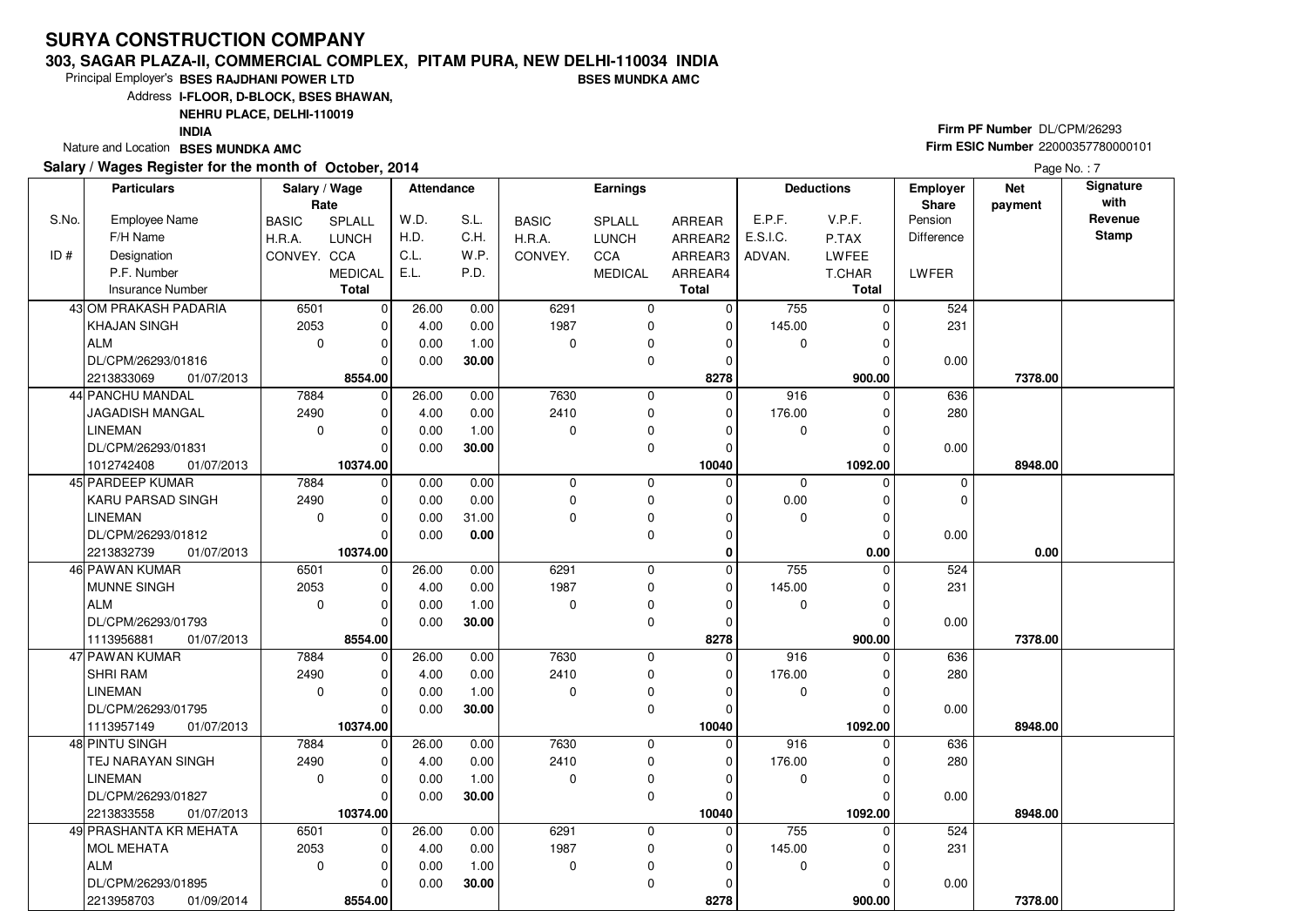# SURYA CONSTRUCTION COMPANY

**303, SAGAR PLAZA-II, COMMERCIAL COMPLEX, PITAM PURA, NEW DELHI-110034 INDIA**

Principal Employer's **BSES RAJDHANI POWER LTD** **BSES MUNDKA AMC**

Address **I-FLOOR, D-BLOCK, BSES BHAWAN, NEHRU PLACE, DELHI-110019 INDIA**

Nature and Location **BSES MUNDKA AMC**

**Firm PF Number** DL/CPM/26293

**Firm ESIC Number** 22000357780000101

**Salary / Wages Register for the month of October, 2014**

| S.No. / ID # | Particulars: Employee Name / F/H Name / Designation / P.F. Number / Insurance Number | Salary / Wage Rate: BASIC / H.R.A. / CONVEY. | Salary / Wage Rate: SPLALL / LUNCH / CCA / MEDICAL / Total | Attendance: W.D. / H.D. / C.L. / E.L. | Attendance: S.L. / C.H. / W.P. / P.D. | Earnings: BASIC / H.R.A. / CONVEY. | Earnings: SPLALL / LUNCH / CCA / MEDICAL | Earnings: ARREAR / ARREAR2 / ARREAR3 / ARREAR4 / Total | Deductions: E.P.F. / E.S.I.C. / ADVAN. | Deductions: V.P.F. / P.TAX / LWFEE / T.CHAR / Total | Employer Share: Pension / Difference / LWFER | Net payment | Signature with Revenue Stamp |
|---|---|---|---|---|---|---|---|---|---|---|---|---|---|
| 43 | OM PRAKASH PADARIA / KHAJAN SINGH / ALM / DL/CPM/26293/01816 / 2213833069 01/07/2013 | 6501 / 2053 / 0 | 0 / 0 / 0 / 0 / **8554.00** | 26.00 / 4.00 / 0.00 / 0.00 | 0.00 / 0.00 / 1.00 / **30.00** | 6291 / 1987 / 0 | 0 / 0 / 0 / 0 | 0 / 0 / 0 / 0 / **8278** | 755 / 145.00 / 0 | 0 / 0 / 0 / 0 / **900.00** | 524 / 231 / 0.00 | **7378.00** | |
| 44 | PANCHU MANDAL / JAGADISH MANGAL / LINEMAN / DL/CPM/26293/01831 / 1012742408 01/07/2013 | 7884 / 2490 / 0 | 0 / 0 / 0 / 0 / **10374.00** | 26.00 / 4.00 / 0.00 / 0.00 | 0.00 / 0.00 / 1.00 / **30.00** | 7630 / 2410 / 0 | 0 / 0 / 0 / 0 | 0 / 0 / 0 / 0 / **10040** | 916 / 176.00 / 0 | 0 / 0 / 0 / 0 / **1092.00** | 636 / 280 / 0.00 | **8948.00** | |
| 45 | PARDEEP KUMAR / KARU PARSAD SINGH / LINEMAN / DL/CPM/26293/01812 / 2213832739 01/07/2013 | 7884 / 2490 / 0 | 0 / 0 / 0 / 0 / **10374.00** | 0.00 / 0.00 / 0.00 / 0.00 | 0.00 / 0.00 / 31.00 / **0.00** | 0 / 0 / 0 | 0 / 0 / 0 / 0 | 0 / 0 / 0 / 0 / **0** | 0 / 0.00 / 0 | 0 / 0 / 0 / 0 / **0.00** | 0 / 0 / 0.00 | **0.00** | |
| 46 | PAWAN KUMAR / MUNNE SINGH / ALM / DL/CPM/26293/01793 / 1113956881 01/07/2013 | 6501 / 2053 / 0 | 0 / 0 / 0 / 0 / **8554.00** | 26.00 / 4.00 / 0.00 / 0.00 | 0.00 / 0.00 / 1.00 / **30.00** | 6291 / 1987 / 0 | 0 / 0 / 0 / 0 | 0 / 0 / 0 / 0 / **8278** | 755 / 145.00 / 0 | 0 / 0 / 0 / 0 / **900.00** | 524 / 231 / 0.00 | **7378.00** | |
| 47 | PAWAN KUMAR / SHRI RAM / LINEMAN / DL/CPM/26293/01795 / 1113957149 01/07/2013 | 7884 / 2490 / 0 | 0 / 0 / 0 / 0 / **10374.00** | 26.00 / 4.00 / 0.00 / 0.00 | 0.00 / 0.00 / 1.00 / **30.00** | 7630 / 2410 / 0 | 0 / 0 / 0 / 0 | 0 / 0 / 0 / 0 / **10040** | 916 / 176.00 / 0 | 0 / 0 / 0 / 0 / **1092.00** | 636 / 280 / 0.00 | **8948.00** | |
| 48 | PINTU SINGH / TEJ NARAYAN SINGH / LINEMAN / DL/CPM/26293/01827 / 2213833558 01/07/2013 | 7884 / 2490 / 0 | 0 / 0 / 0 / 0 / **10374.00** | 26.00 / 4.00 / 0.00 / 0.00 | 0.00 / 0.00 / 1.00 / **30.00** | 7630 / 2410 / 0 | 0 / 0 / 0 / 0 | 0 / 0 / 0 / 0 / **10040** | 916 / 176.00 / 0 | 0 / 0 / 0 / 0 / **1092.00** | 636 / 280 / 0.00 | **8948.00** | |
| 49 | PRASHANTA KR MEHATA / MOL MEHATA / ALM / DL/CPM/26293/01895 / 2213958703 01/09/2014 | 6501 / 2053 / 0 | 0 / 0 / 0 / 0 / **8554.00** | 26.00 / 4.00 / 0.00 / 0.00 | 0.00 / 0.00 / 1.00 / **30.00** | 6291 / 1987 / 0 | 0 / 0 / 0 / 0 | 0 / 0 / 0 / 0 / **8278** | 755 / 145.00 / 0 | 0 / 0 / 0 / 0 / **900.00** | 524 / 231 / 0.00 | **7378.00** | |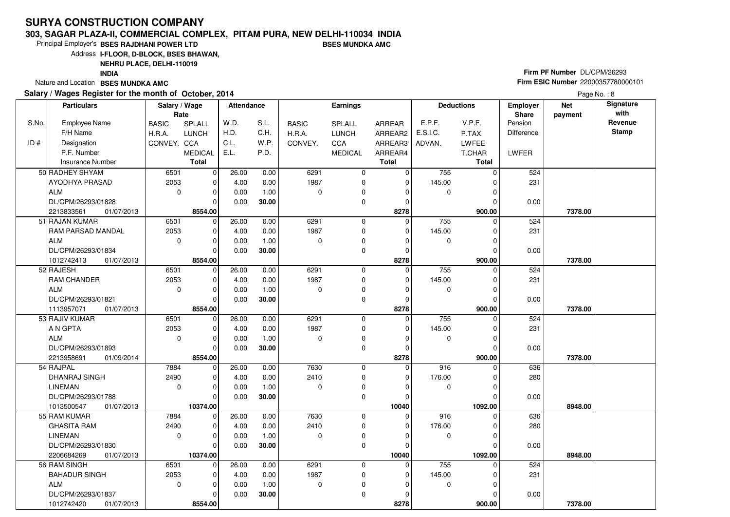# SURYA CONSTRUCTION COMPANY

**303, SAGAR PLAZA-II, COMMERCIAL COMPLEX, PITAM PURA, NEW DELHI-110034 INDIA**

Principal Employer's **BSES RAJDHANI POWER LTD** **BSES MUNDKA AMC**

Address **I-FLOOR, D-BLOCK, BSES BHAWAN, NEHRU PLACE, DELHI-110019 INDIA**

Nature and Location **BSES MUNDKA AMC**

**Firm PF Number** DL/CPM/26293

**Firm ESIC Number** 22000357780000101

**Salary / Wages Register for the month of October, 2014**

| S.No. / ID # | Employee Name / F/H Name / Designation / P.F. Number / Insurance Number | BASIC / H.R.A. / CONVEY. | SPLALL / LUNCH / CCA / MEDICAL / Total | W.D. / H.D. / C.L. / E.L. | S.L. / C.H. / W.P. / P.D. | BASIC / H.R.A. / CONVEY. | SPLALL / LUNCH / CCA / MEDICAL | ARREAR / ARREAR2 / ARREAR3 / ARREAR4 / Total | E.P.F. / E.S.I.C. / ADVAN. | V.P.F. / P.TAX / LWFEE / T.CHAR / Total | Employer Share Pension Difference / LWFER | Net payment | Signature with Revenue Stamp |
|---|---|---|---|---|---|---|---|---|---|---|---|---|---|
| 50 | RADHEY SHYAM | 6501 | 0 | 26.00 | 0.00 | 6291 | 0 | 0 | 755 | 0 | 524 | | |
| | AYODHYA PRASAD | 2053 | 0 | 4.00 | 0.00 | 1987 | 0 | 0 | 145.00 | 0 | 231 | | |
| | ALM | 0 | 0 | 0.00 | 1.00 | 0 | 0 | 0 | 0 | 0 | | | |
| | DL/CPM/26293/01828 | | 0 | 0.00 | **30.00** | | 0 | 0 | | 0 | 0.00 | | |
| | 2213833561 01/07/2013 | | **8554.00** | | | | | **8278** | | **900.00** | | **7378.00** | |
| 51 | RAJAN KUMAR | 6501 | 0 | 26.00 | 0.00 | 6291 | 0 | 0 | 755 | 0 | 524 | | |
| | RAM PARSAD MANDAL | 2053 | 0 | 4.00 | 0.00 | 1987 | 0 | 0 | 145.00 | 0 | 231 | | |
| | ALM | 0 | 0 | 0.00 | 1.00 | 0 | 0 | 0 | 0 | 0 | | | |
| | DL/CPM/26293/01834 | | 0 | 0.00 | **30.00** | | 0 | 0 | | 0 | 0.00 | | |
| | 1012742413 01/07/2013 | | **8554.00** | | | | | **8278** | | **900.00** | | **7378.00** | |
| 52 | RAJESH | 6501 | 0 | 26.00 | 0.00 | 6291 | 0 | 0 | 755 | 0 | 524 | | |
| | RAM CHANDER | 2053 | 0 | 4.00 | 0.00 | 1987 | 0 | 0 | 145.00 | 0 | 231 | | |
| | ALM | 0 | 0 | 0.00 | 1.00 | 0 | 0 | 0 | 0 | 0 | | | |
| | DL/CPM/26293/01821 | | 0 | 0.00 | **30.00** | | 0 | 0 | | 0 | 0.00 | | |
| | 1113957071 01/07/2013 | | **8554.00** | | | | | **8278** | | **900.00** | | **7378.00** | |
| 53 | RAJIV KUMAR | 6501 | 0 | 26.00 | 0.00 | 6291 | 0 | 0 | 755 | 0 | 524 | | |
| | A N GPTA | 2053 | 0 | 4.00 | 0.00 | 1987 | 0 | 0 | 145.00 | 0 | 231 | | |
| | ALM | 0 | 0 | 0.00 | 1.00 | 0 | 0 | 0 | 0 | 0 | | | |
| | DL/CPM/26293/01893 | | 0 | 0.00 | **30.00** | | 0 | 0 | | 0 | 0.00 | | |
| | 2213958691 01/09/2014 | | **8554.00** | | | | | **8278** | | **900.00** | | **7378.00** | |
| 54 | RAJPAL | 7884 | 0 | 26.00 | 0.00 | 7630 | 0 | 0 | 916 | 0 | 636 | | |
| | DHANRAJ SINGH | 2490 | 0 | 4.00 | 0.00 | 2410 | 0 | 0 | 176.00 | 0 | 280 | | |
| | LINEMAN | 0 | 0 | 0.00 | 1.00 | 0 | 0 | 0 | 0 | 0 | | | |
| | DL/CPM/26293/01788 | | 0 | 0.00 | **30.00** | | 0 | 0 | | 0 | 0.00 | | |
| | 1013500547 01/07/2013 | | **10374.00** | | | | | **10040** | | **1092.00** | | **8948.00** | |
| 55 | RAM KUMAR | 7884 | 0 | 26.00 | 0.00 | 7630 | 0 | 0 | 916 | 0 | 636 | | |
| | GHASITA RAM | 2490 | 0 | 4.00 | 0.00 | 2410 | 0 | 0 | 176.00 | 0 | 280 | | |
| | LINEMAN | 0 | 0 | 0.00 | 1.00 | 0 | 0 | 0 | 0 | 0 | | | |
| | DL/CPM/26293/01830 | | 0 | 0.00 | **30.00** | | 0 | 0 | | 0 | 0.00 | | |
| | 2206684269 01/07/2013 | | **10374.00** | | | | | **10040** | | **1092.00** | | **8948.00** | |
| 56 | RAM SINGH | 6501 | 0 | 26.00 | 0.00 | 6291 | 0 | 0 | 755 | 0 | 524 | | |
| | BAHADUR SINGH | 2053 | 0 | 4.00 | 0.00 | 1987 | 0 | 0 | 145.00 | 0 | 231 | | |
| | ALM | 0 | 0 | 0.00 | 1.00 | 0 | 0 | 0 | 0 | 0 | | | |
| | DL/CPM/26293/01837 | | 0 | 0.00 | **30.00** | | 0 | 0 | | 0 | 0.00 | | |
| | 1012742420 01/07/2013 | | **8554.00** | | | | | **8278** | | **900.00** | | **7378.00** | |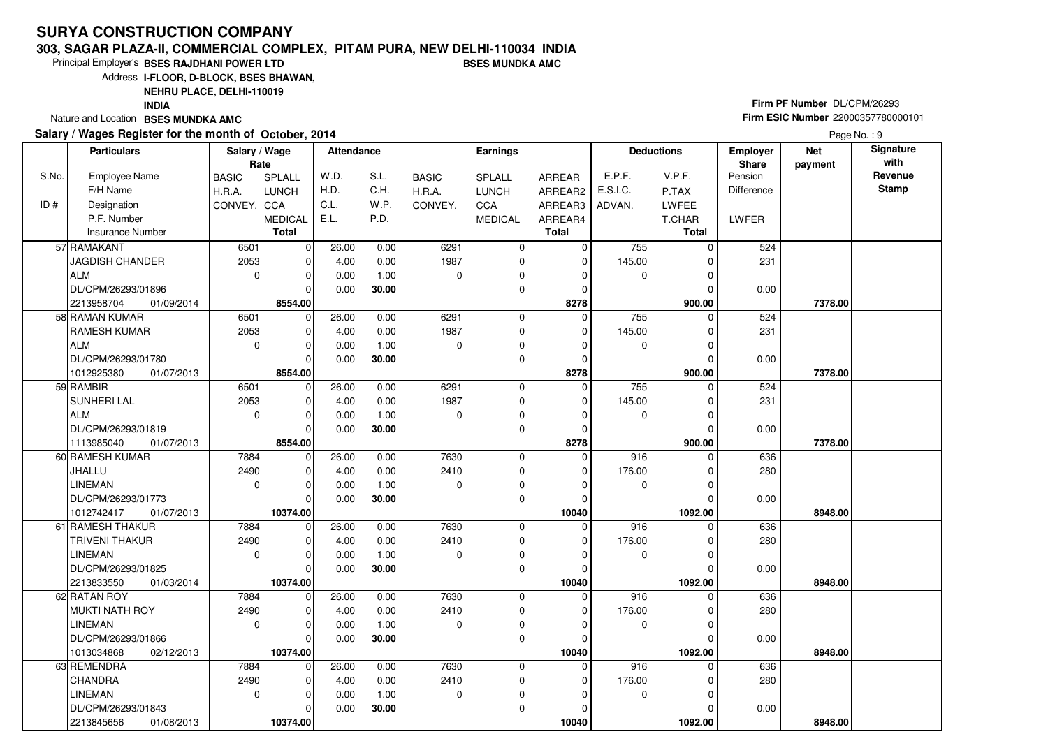# SURYA CONSTRUCTION COMPANY

**303, SAGAR PLAZA-II, COMMERCIAL COMPLEX, PITAM PURA, NEW DELHI-110034 INDIA**

Principal Employer's **BSES RAJDHANI POWER LTD** **BSES MUNDKA AMC**

Address **I-FLOOR, D-BLOCK, BSES BHAWAN, NEHRU PLACE, DELHI-110019 INDIA**

Nature and Location **BSES MUNDKA AMC**

**Firm PF Number** DL/CPM/26293

**Firm ESIC Number** 22000357780000101

**Salary / Wages Register for the month of October, 2014**

| S.No. / ID # | Employee Name / F/H Name / Designation / P.F. Number / Insurance Number | Salary / Wage Rate: BASIC / H.R.A. / CONVEY. | SPLALL / LUNCH / CCA / MEDICAL / Total | Attendance: W.D. / H.D. / C.L. / E.L. | S.L. / C.H. / W.P. / P.D. | Earnings: BASIC / H.R.A. / CONVEY. | SPLALL / LUNCH / CCA / MEDICAL | ARREAR / ARREAR2 / ARREAR3 / ARREAR4 / Total | Deductions: E.P.F. / E.S.I.C. / ADVAN. | V.P.F. / P.TAX / LWFEE / T.CHAR / Total | Employer Share: Pension / Difference / LWFER | Net payment | Signature with Revenue Stamp |
|---|---|---|---|---|---|---|---|---|---|---|---|---|---|
| 57 | RAMAKANT / JAGDISH CHANDER / ALM / DL/CPM/26293/01896 / 2213958704 01/09/2014 | 6501 / 2053 / 0 | 0 / 0 / 0 / 0 / **8554.00** | 26.00 / 4.00 / 0.00 / 0.00 | 0.00 / 0.00 / 1.00 / **30.00** | 6291 / 1987 / 0 | 0 / 0 / 0 / 0 | 0 / 0 / 0 / 0 / **8278** | 755 / 145.00 / 0 | 0 / 0 / 0 / 0 / **900.00** | 524 / 231 / 0.00 | **7378.00** | |
| 58 | RAMAN KUMAR / RAMESH KUMAR / ALM / DL/CPM/26293/01780 / 1012925380 01/07/2013 | 6501 / 2053 / 0 | 0 / 0 / 0 / 0 / **8554.00** | 26.00 / 4.00 / 0.00 / 0.00 | 0.00 / 0.00 / 1.00 / **30.00** | 6291 / 1987 / 0 | 0 / 0 / 0 / 0 | 0 / 0 / 0 / 0 / **8278** | 755 / 145.00 / 0 | 0 / 0 / 0 / 0 / **900.00** | 524 / 231 / 0.00 | **7378.00** | |
| 59 | RAMBIR / SUNHERI LAL / ALM / DL/CPM/26293/01819 / 1113985040 01/07/2013 | 6501 / 2053 / 0 | 0 / 0 / 0 / 0 / **8554.00** | 26.00 / 4.00 / 0.00 / 0.00 | 0.00 / 0.00 / 1.00 / **30.00** | 6291 / 1987 / 0 | 0 / 0 / 0 / 0 | 0 / 0 / 0 / 0 / **8278** | 755 / 145.00 / 0 | 0 / 0 / 0 / 0 / **900.00** | 524 / 231 / 0.00 | **7378.00** | |
| 60 | RAMESH KUMAR / JHALLU / LINEMAN / DL/CPM/26293/01773 / 1012742417 01/07/2013 | 7884 / 2490 / 0 | 0 / 0 / 0 / 0 / **10374.00** | 26.00 / 4.00 / 0.00 / 0.00 | 0.00 / 0.00 / 1.00 / **30.00** | 7630 / 2410 / 0 | 0 / 0 / 0 / 0 | 0 / 0 / 0 / 0 / **10040** | 916 / 176.00 / 0 | 0 / 0 / 0 / 0 / **1092.00** | 636 / 280 / 0.00 | **8948.00** | |
| 61 | RAMESH THAKUR / TRIVENI THAKUR / LINEMAN / DL/CPM/26293/01825 / 2213833550 01/03/2014 | 7884 / 2490 / 0 | 0 / 0 / 0 / 0 / **10374.00** | 26.00 / 4.00 / 0.00 / 0.00 | 0.00 / 0.00 / 1.00 / **30.00** | 7630 / 2410 / 0 | 0 / 0 / 0 / 0 | 0 / 0 / 0 / 0 / **10040** | 916 / 176.00 / 0 | 0 / 0 / 0 / 0 / **1092.00** | 636 / 280 / 0.00 | **8948.00** | |
| 62 | RATAN ROY / MUKTI NATH ROY / LINEMAN / DL/CPM/26293/01866 / 1013034868 02/12/2013 | 7884 / 2490 / 0 | 0 / 0 / 0 / 0 / **10374.00** | 26.00 / 4.00 / 0.00 / 0.00 | 0.00 / 0.00 / 1.00 / **30.00** | 7630 / 2410 / 0 | 0 / 0 / 0 / 0 | 0 / 0 / 0 / 0 / **10040** | 916 / 176.00 / 0 | 0 / 0 / 0 / 0 / **1092.00** | 636 / 280 / 0.00 | **8948.00** | |
| 63 | REMENDRA / CHANDRA / LINEMAN / DL/CPM/26293/01843 / 2213845656 01/08/2013 | 7884 / 2490 / 0 | 0 / 0 / 0 / 0 / **10374.00** | 26.00 / 4.00 / 0.00 / 0.00 | 0.00 / 0.00 / 1.00 / **30.00** | 7630 / 2410 / 0 | 0 / 0 / 0 / 0 | 0 / 0 / 0 / 0 / **10040** | 916 / 176.00 / 0 | 0 / 0 / 0 / 0 / **1092.00** | 636 / 280 / 0.00 | **8948.00** | |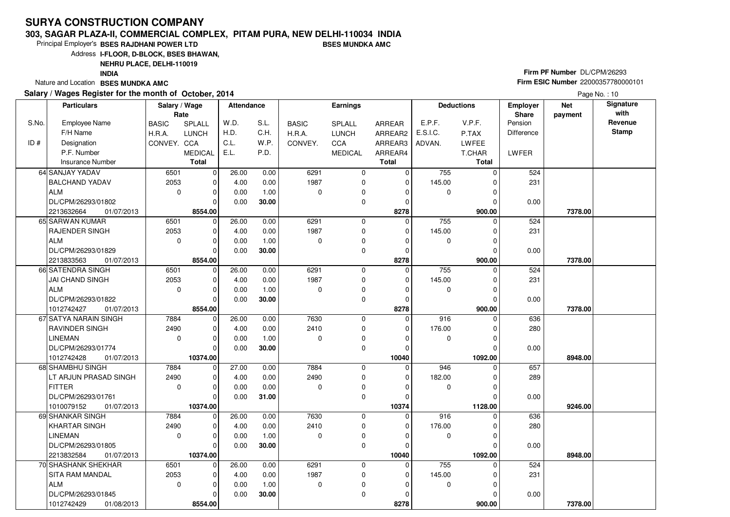# SURYA CONSTRUCTION COMPANY

## 303, SAGAR PLAZA-II, COMMERCIAL COMPLEX, PITAM PURA, NEW DELHI-110034 INDIA

Principal Employer's **BSES RAJDHANI POWER LTD** **BSES MUNDKA AMC**

Address **I-FLOOR, D-BLOCK, BSES BHAWAN, NEHRU PLACE, DELHI-110019 INDIA**

Nature and Location **BSES MUNDKA AMC**

**Firm PF Number** DL/CPM/26293

**Firm ESIC Number** 22000357780000101

**Salary / Wages Register for the month of October, 2014**

| S.No. / ID # | Employee Name / F/H Name / Designation / P.F. Number / Insurance Number | BASIC / H.R.A. / CONVEY. | SPLALL / LUNCH / CCA / MEDICAL / Total | W.D. / H.D. / C.L. / E.L. | S.L. / C.H. / W.P. / P.D. | BASIC / H.R.A. / CONVEY. | SPLALL / LUNCH / CCA / MEDICAL | ARREAR / ARREAR2 / ARREAR3 / ARREAR4 / Total | E.P.F. / E.S.I.C. / ADVAN. | V.P.F. / P.TAX / LWFEE / T.CHAR / Total | Employer Share Pension / Difference / LWFER | Net payment | Signature with Revenue Stamp |
|---|---|---|---|---|---|---|---|---|---|---|---|---|---|
| 64 | SANJAY YADAV | 6501 | 0 | 26.00 | 0.00 | 6291 | 0 | 0 | 755 | 0 | 524 | | |
| | BALCHAND YADAV | 2053 | 0 | 4.00 | 0.00 | 1987 | 0 | 0 | 145.00 | 0 | 231 | | |
| | ALM | 0 | 0 | 0.00 | 1.00 | 0 | 0 | 0 | 0 | 0 | | | |
| | DL/CPM/26293/01802 | | 0 | 0.00 | **30.00** | | 0 | 0 | | 0 | 0.00 | | |
| | 2213632664 01/07/2013 | | **8554.00** | | | | | **8278** | | **900.00** | | **7378.00** | |
| 65 | SARWAN KUMAR | 6501 | 0 | 26.00 | 0.00 | 6291 | 0 | 0 | 755 | 0 | 524 | | |
| | RAJENDER SINGH | 2053 | 0 | 4.00 | 0.00 | 1987 | 0 | 0 | 145.00 | 0 | 231 | | |
| | ALM | 0 | 0 | 0.00 | 1.00 | 0 | 0 | 0 | 0 | 0 | | | |
| | DL/CPM/26293/01829 | | 0 | 0.00 | **30.00** | | 0 | 0 | | 0 | 0.00 | | |
| | 2213833563 01/07/2013 | | **8554.00** | | | | | **8278** | | **900.00** | | **7378.00** | |
| 66 | SATENDRA SINGH | 6501 | 0 | 26.00 | 0.00 | 6291 | 0 | 0 | 755 | 0 | 524 | | |
| | JAI CHAND SINGH | 2053 | 0 | 4.00 | 0.00 | 1987 | 0 | 0 | 145.00 | 0 | 231 | | |
| | ALM | 0 | 0 | 0.00 | 1.00 | 0 | 0 | 0 | 0 | 0 | | | |
| | DL/CPM/26293/01822 | | 0 | 0.00 | **30.00** | | 0 | 0 | | 0 | 0.00 | | |
| | 1012742427 01/07/2013 | | **8554.00** | | | | | **8278** | | **900.00** | | **7378.00** | |
| 67 | SATYA NARAIN SINGH | 7884 | 0 | 26.00 | 0.00 | 7630 | 0 | 0 | 916 | 0 | 636 | | |
| | RAVINDER SINGH | 2490 | 0 | 4.00 | 0.00 | 2410 | 0 | 0 | 176.00 | 0 | 280 | | |
| | LINEMAN | 0 | 0 | 0.00 | 1.00 | 0 | 0 | 0 | 0 | 0 | | | |
| | DL/CPM/26293/01774 | | 0 | 0.00 | **30.00** | | 0 | 0 | | 0 | 0.00 | | |
| | 1012742428 01/07/2013 | | **10374.00** | | | | | **10040** | | **1092.00** | | **8948.00** | |
| 68 | SHAMBHU SINGH | 7884 | 0 | 27.00 | 0.00 | 7884 | 0 | 0 | 946 | 0 | 657 | | |
| | LT ARJUN PRASAD SINGH | 2490 | 0 | 4.00 | 0.00 | 2490 | 0 | 0 | 182.00 | 0 | 289 | | |
| | FITTER | 0 | 0 | 0.00 | 0.00 | 0 | 0 | 0 | 0 | 0 | | | |
| | DL/CPM/26293/01761 | | 0 | 0.00 | **31.00** | | 0 | 0 | | 0 | 0.00 | | |
| | 1010079152 01/07/2013 | | **10374.00** | | | | | **10374** | | **1128.00** | | **9246.00** | |
| 69 | SHANKAR SINGH | 7884 | 0 | 26.00 | 0.00 | 7630 | 0 | 0 | 916 | 0 | 636 | | |
| | KHARTAR SINGH | 2490 | 0 | 4.00 | 0.00 | 2410 | 0 | 0 | 176.00 | 0 | 280 | | |
| | LINEMAN | 0 | 0 | 0.00 | 1.00 | 0 | 0 | 0 | 0 | 0 | | | |
| | DL/CPM/26293/01805 | | 0 | 0.00 | **30.00** | | 0 | 0 | | 0 | 0.00 | | |
| | 2213832584 01/07/2013 | | **10374.00** | | | | | **10040** | | **1092.00** | | **8948.00** | |
| 70 | SHASHANK SHEKHAR | 6501 | 0 | 26.00 | 0.00 | 6291 | 0 | 0 | 755 | 0 | 524 | | |
| | SITA RAM MANDAL | 2053 | 0 | 4.00 | 0.00 | 1987 | 0 | 0 | 145.00 | 0 | 231 | | |
| | ALM | 0 | 0 | 0.00 | 1.00 | 0 | 0 | 0 | 0 | 0 | | | |
| | DL/CPM/26293/01845 | | 0 | 0.00 | **30.00** | | 0 | 0 | | 0 | 0.00 | | |
| | 1012742429 01/08/2013 | | **8554.00** | | | | | **8278** | | **900.00** | | **7378.00** | |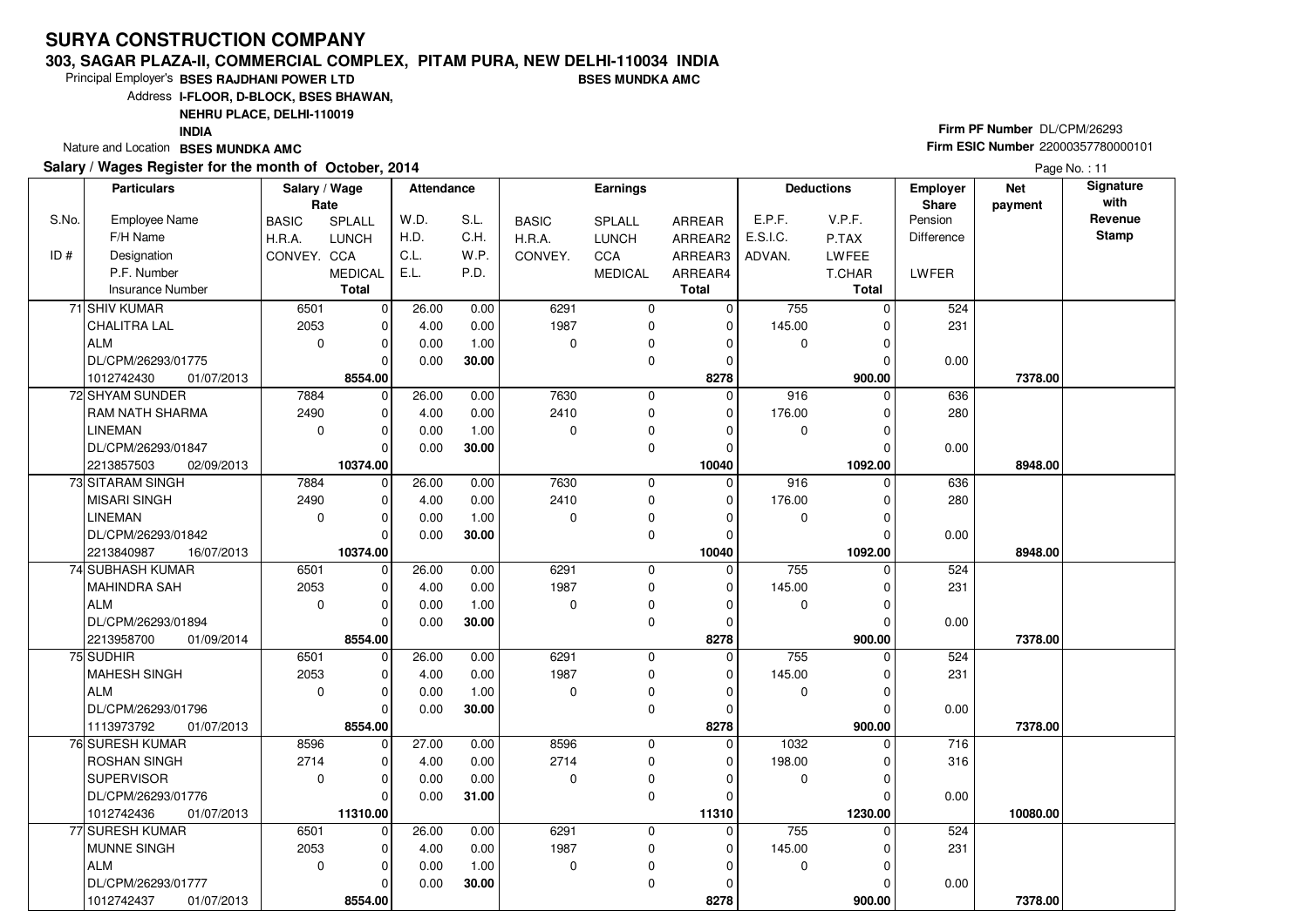# SURYA CONSTRUCTION COMPANY

**303, SAGAR PLAZA-II, COMMERCIAL COMPLEX, PITAM PURA, NEW DELHI-110034 INDIA**

Principal Employer's **BSES RAJDHANI POWER LTD** **BSES MUNDKA AMC**

Address **I-FLOOR, D-BLOCK, BSES BHAWAN, NEHRU PLACE, DELHI-110019 INDIA**

Nature and Location **BSES MUNDKA AMC**

**Firm PF Number** DL/CPM/26293

**Firm ESIC Number** 22000357780000101

**Salary / Wages Register for the month of October, 2014**

| S.No. / ID # | Employee Name / F/H Name / Designation / P.F. Number / Insurance Number | BASIC / H.R.A. / CONVEY. (Rate) | SPLALL / LUNCH / CCA / MEDICAL / Total (Rate) | W.D. / H.D. / C.L. / E.L. | S.L. / C.H. / W.P. / P.D. | BASIC / H.R.A. / CONVEY. (Earnings) | SPLALL / LUNCH / CCA / MEDICAL | ARREAR / ARREAR2 / ARREAR3 / ARREAR4 / Total | E.P.F. / E.S.I.C. / ADVAN. | V.P.F. / P.TAX / LWFEE / T.CHAR / Total | Employer Share Pension / Difference / LWFER | Net payment | Signature with Revenue Stamp |
|---|---|---|---|---|---|---|---|---|---|---|---|---|---|
| 71 | SHIV KUMAR / CHALITRA LAL / ALM / DL/CPM/26293/01775 / 1012742430 01/07/2013 | 6501 / 2053 / 0 | 0 / 0 / 0 / 0 / **8554.00** | 26.00 / 4.00 / 0.00 / 0.00 | 0.00 / 0.00 / 1.00 / **30.00** | 6291 / 1987 / 0 | 0 / 0 / 0 / 0 | 0 / 0 / 0 / 0 / **8278** | 755 / 145.00 / 0 | 0 / 0 / 0 / 0 / **900.00** | 524 / 231 / 0.00 | **7378.00** | |
| 72 | SHYAM SUNDER / RAM NATH SHARMA / LINEMAN / DL/CPM/26293/01847 / 2213857503 02/09/2013 | 7884 / 2490 / 0 | 0 / 0 / 0 / 0 / **10374.00** | 26.00 / 4.00 / 0.00 / 0.00 | 0.00 / 0.00 / 1.00 / **30.00** | 7630 / 2410 / 0 | 0 / 0 / 0 / 0 | 0 / 0 / 0 / 0 / **10040** | 916 / 176.00 / 0 | 0 / 0 / 0 / 0 / **1092.00** | 636 / 280 / 0.00 | **8948.00** | |
| 73 | SITARAM SINGH / MISARI SINGH / LINEMAN / DL/CPM/26293/01842 / 2213840987 16/07/2013 | 7884 / 2490 / 0 | 0 / 0 / 0 / 0 / **10374.00** | 26.00 / 4.00 / 0.00 / 0.00 | 0.00 / 0.00 / 1.00 / **30.00** | 7630 / 2410 / 0 | 0 / 0 / 0 / 0 | 0 / 0 / 0 / 0 / **10040** | 916 / 176.00 / 0 | 0 / 0 / 0 / 0 / **1092.00** | 636 / 280 / 0.00 | **8948.00** | |
| 74 | SUBHASH KUMAR / MAHINDRA SAH / ALM / DL/CPM/26293/01894 / 2213958700 01/09/2014 | 6501 / 2053 / 0 | 0 / 0 / 0 / 0 / **8554.00** | 26.00 / 4.00 / 0.00 / 0.00 | 0.00 / 0.00 / 1.00 / **30.00** | 6291 / 1987 / 0 | 0 / 0 / 0 / 0 | 0 / 0 / 0 / 0 / **8278** | 755 / 145.00 / 0 | 0 / 0 / 0 / 0 / **900.00** | 524 / 231 / 0.00 | **7378.00** | |
| 75 | SUDHIR / MAHESH SINGH / ALM / DL/CPM/26293/01796 / 1113973792 01/07/2013 | 6501 / 2053 / 0 | 0 / 0 / 0 / 0 / **8554.00** | 26.00 / 4.00 / 0.00 / 0.00 | 0.00 / 0.00 / 1.00 / **30.00** | 6291 / 1987 / 0 | 0 / 0 / 0 / 0 | 0 / 0 / 0 / 0 / **8278** | 755 / 145.00 / 0 | 0 / 0 / 0 / 0 / **900.00** | 524 / 231 / 0.00 | **7378.00** | |
| 76 | SURESH KUMAR / ROSHAN SINGH / SUPERVISOR / DL/CPM/26293/01776 / 1012742436 01/07/2013 | 8596 / 2714 / 0 | 0 / 0 / 0 / 0 / **11310.00** | 27.00 / 4.00 / 0.00 / 0.00 | 0.00 / 0.00 / 0.00 / **31.00** | 8596 / 2714 / 0 | 0 / 0 / 0 / 0 | 0 / 0 / 0 / 0 / **11310** | 1032 / 198.00 / 0 | 0 / 0 / 0 / 0 / **1230.00** | 716 / 316 / 0.00 | **10080.00** | |
| 77 | SURESH KUMAR / MUNNE SINGH / ALM / DL/CPM/26293/01777 / 1012742437 01/07/2013 | 6501 / 2053 / 0 | 0 / 0 / 0 / 0 / **8554.00** | 26.00 / 4.00 / 0.00 / 0.00 | 0.00 / 0.00 / 1.00 / **30.00** | 6291 / 1987 / 0 | 0 / 0 / 0 / 0 | 0 / 0 / 0 / 0 / **8278** | 755 / 145.00 / 0 | 0 / 0 / 0 / 0 / **900.00** | 524 / 231 / 0.00 | **7378.00** | |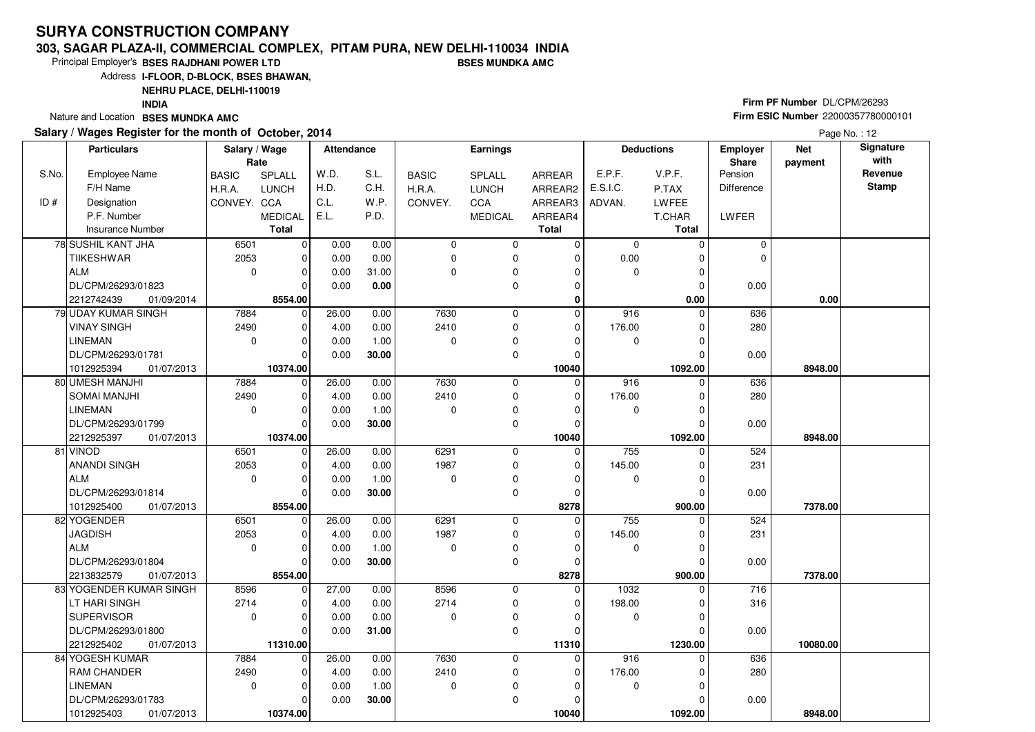# SURYA CONSTRUCTION COMPANY

**303, SAGAR PLAZA-II, COMMERCIAL COMPLEX, PITAM PURA, NEW DELHI-110034 INDIA**

Principal Employer's **BSES RAJDHANI POWER LTD** **BSES MUNDKA AMC**

Address **I-FLOOR, D-BLOCK, BSES BHAWAN, NEHRU PLACE, DELHI-110019 INDIA**

Nature and Location **BSES MUNDKA AMC**

**Firm PF Number** DL/CPM/26293

**Firm ESIC Number** 22000357780000101

**Salary / Wages Register for the month of October, 2014**

Page No. : 12

| S.No. / ID # | Employee Name / F/H Name / Designation / P.F. Number / Insurance Number | Salary / Wage Rate: BASIC / H.R.A. / CONVEY. | SPLALL / LUNCH / CCA / MEDICAL / Total | Attendance: W.D. / H.D. / C.L. / E.L. | S.L. / C.H. / W.P. / P.D. | Earnings: BASIC / H.R.A. / CONVEY. | SPLALL / LUNCH / CCA / MEDICAL | ARREAR / ARREAR2 / ARREAR3 / ARREAR4 / Total | Deductions: E.P.F. / E.S.I.C. / ADVAN. | V.P.F. / P.TAX / LWFEE / T.CHAR / Total | Employer Share: Pension / Difference / LWFER | Net payment | Signature with Revenue Stamp |
|---|---|---|---|---|---|---|---|---|---|---|---|---|---|
| 78 | SUSHIL KANT JHA / TIIKESHWAR / ALM / DL/CPM/26293/01823 / 2212742439 01/09/2014 | 6501 / 2053 / 0 | 0 / 0 / 0 / 0 / **8554.00** | 0.00 / 0.00 / 0.00 / 0.00 | 0.00 / 0.00 / 31.00 / **0.00** | 0 / 0 / 0 | 0 / 0 / 0 / 0 | 0 / 0 / 0 / 0 / **0** | 0 / 0.00 / 0 | 0 / 0 / 0 / 0 / **0.00** | 0 / 0 / 0.00 | **0.00** | |
| 79 | UDAY KUMAR SINGH / VINAY SINGH / LINEMAN / DL/CPM/26293/01781 / 1012925394 01/07/2013 | 7884 / 2490 / 0 | 0 / 0 / 0 / 0 / **10374.00** | 26.00 / 4.00 / 0.00 / 0.00 | 0.00 / 0.00 / 1.00 / **30.00** | 7630 / 2410 / 0 | 0 / 0 / 0 / 0 | 0 / 0 / 0 / 0 / **10040** | 916 / 176.00 / 0 | 0 / 0 / 0 / 0 / **1092.00** | 636 / 280 / 0.00 | **8948.00** | |
| 80 | UMESH MANJHI / SOMAI MANJHI / LINEMAN / DL/CPM/26293/01799 / 2212925397 01/07/2013 | 7884 / 2490 / 0 | 0 / 0 / 0 / 0 / **10374.00** | 26.00 / 4.00 / 0.00 / 0.00 | 0.00 / 0.00 / 1.00 / **30.00** | 7630 / 2410 / 0 | 0 / 0 / 0 / 0 | 0 / 0 / 0 / 0 / **10040** | 916 / 176.00 / 0 | 0 / 0 / 0 / 0 / **1092.00** | 636 / 280 / 0.00 | **8948.00** | |
| 81 | VINOD / ANANDI SINGH / ALM / DL/CPM/26293/01814 / 1012925400 01/07/2013 | 6501 / 2053 / 0 | 0 / 0 / 0 / 0 / **8554.00** | 26.00 / 4.00 / 0.00 / 0.00 | 0.00 / 0.00 / 1.00 / **30.00** | 6291 / 1987 / 0 | 0 / 0 / 0 / 0 | 0 / 0 / 0 / 0 / **8278** | 755 / 145.00 / 0 | 0 / 0 / 0 / 0 / **900.00** | 524 / 231 / 0.00 | **7378.00** | |
| 82 | YOGENDER / JAGDISH / ALM / DL/CPM/26293/01804 / 2213832579 01/07/2013 | 6501 / 2053 / 0 | 0 / 0 / 0 / 0 / **8554.00** | 26.00 / 4.00 / 0.00 / 0.00 | 0.00 / 0.00 / 1.00 / **30.00** | 6291 / 1987 / 0 | 0 / 0 / 0 / 0 | 0 / 0 / 0 / 0 / **8278** | 755 / 145.00 / 0 | 0 / 0 / 0 / 0 / **900.00** | 524 / 231 / 0.00 | **7378.00** | |
| 83 | YOGENDER KUMAR SINGH / LT HARI SINGH / SUPERVISOR / DL/CPM/26293/01800 / 2212925402 01/07/2013 | 8596 / 2714 / 0 | 0 / 0 / 0 / 0 / **11310.00** | 27.00 / 4.00 / 0.00 / 0.00 | 0.00 / 0.00 / 0.00 / **31.00** | 8596 / 2714 / 0 | 0 / 0 / 0 / 0 | 0 / 0 / 0 / 0 / **11310** | 1032 / 198.00 / 0 | 0 / 0 / 0 / 0 / **1230.00** | 716 / 316 / 0.00 | **10080.00** | |
| 84 | YOGESH KUMAR / RAM CHANDER / LINEMAN / DL/CPM/26293/01783 / 1012925403 01/07/2013 | 7884 / 2490 / 0 | 0 / 0 / 0 / 0 / **10374.00** | 26.00 / 4.00 / 0.00 / 0.00 | 0.00 / 0.00 / 1.00 / **30.00** | 7630 / 2410 / 0 | 0 / 0 / 0 / 0 | 0 / 0 / 0 / 0 / **10040** | 916 / 176.00 / 0 | 0 / 0 / 0 / 0 / **1092.00** | 636 / 280 / 0.00 | **8948.00** | |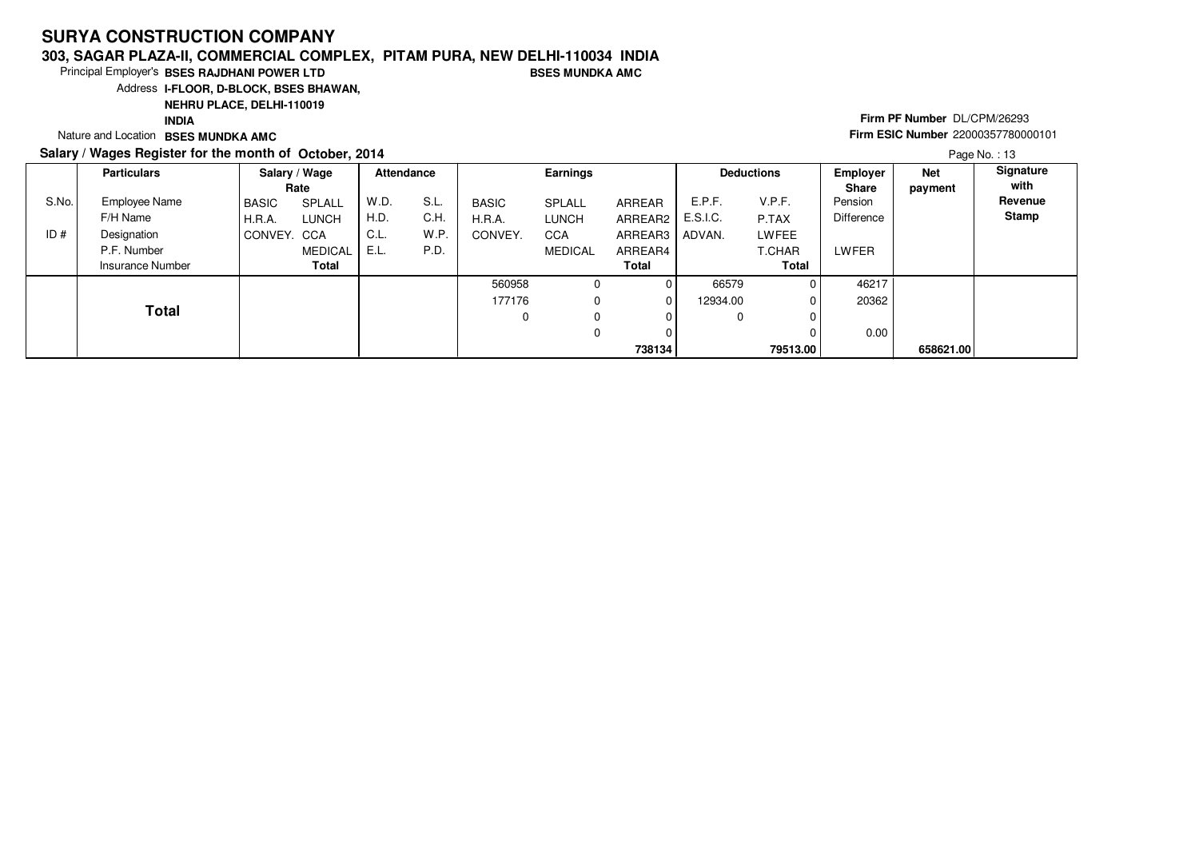# SURYA CONSTRUCTION COMPANY

**303, SAGAR PLAZA-II, COMMERCIAL COMPLEX, PITAM PURA, NEW DELHI-110034 INDIA**

**BSES MUNDKA AMC**

Principal Employer's **BSES RAJDHANI POWER LTD**

Address **I-FLOOR, D-BLOCK, BSES BHAWAN,**
**NEHRU PLACE, DELHI-110019**
**INDIA**

Nature and Location **BSES MUNDKA AMC**

**Firm PF Number** DL/CPM/26293
**Firm ESIC Number** 22000357780000101

**Salary / Wages Register for the month of October, 2014**

| | Particulars | Salary / Wage Rate | | Attendance | | Earnings | | | Deductions | | Employer Share | Net payment | Signature with Revenue Stamp |
|---|---|---|---|---|---|---|---|---|---|---|---|---|---|
| S.No. | Employee Name | BASIC | SPLALL | W.D. | S.L. | BASIC | SPLALL | ARREAR | E.P.F. | V.P.F. | Pension | | |
| | F/H Name | H.R.A. | LUNCH | H.D. | C.H. | H.R.A. | LUNCH | ARREAR2 | E.S.I.C. | P.TAX | Difference | | |
| ID # | Designation | CONVEY. | CCA | C.L. | W.P. | CONVEY. | CCA | ARREAR3 | ADVAN. | LWFEE | | | |
| | P.F. Number | | MEDICAL | E.L. | P.D. | | MEDICAL | ARREAR4 | | T.CHAR | LWFER | | |
| | Insurance Number | | Total | | | | | Total | | Total | | | |
| | **Total** | | | | | 560958 | 0 | 0 | 66579 | 0 | 46217 | | |
| | | | | | | 177176 | 0 | 0 | 12934.00 | 0 | 20362 | | |
| | | | | | | 0 | 0 | 0 | 0 | 0 | | | |
| | | | | | | | 0 | 0 | | 0 | 0.00 | | |
| | | | | | | | | **738134** | | **79513.00** | | **658621.00** | |